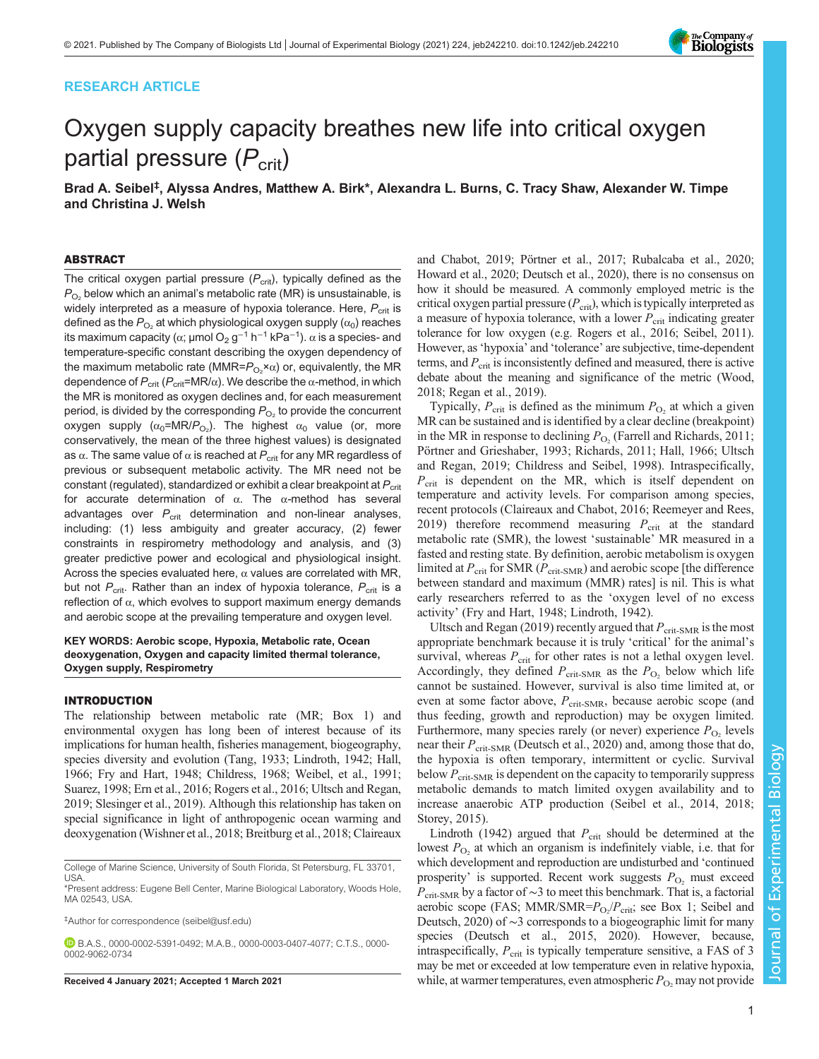RESEARCH ARTICLE

# Oxygen supply capacity breathes new life into critical oxygen partial pressure ($P_{crit}$)

**Brad A. Seibel[‡], Alyssa Andres, Matthew A. Birk[*], Alexandra L. Burns, C. Tracy Shaw, Alexander W. Timpe and Christina J. Welsh**

## ABSTRACT

The critical oxygen partial pressure ($P_{crit}$), typically defined as the $P_{O_2}$ below which an animal's metabolic rate (MR) is unsustainable, is widely interpreted as a measure of hypoxia tolerance. Here, $P_{crit}$ is defined as the $P_{O_2}$ at which physiological oxygen supply ($\alpha_0$) reaches its maximum capacity ($\alpha$; μmol $O_2$ $g^{-1}$ $h^{-1}$ $kPa^{-1}$). $\alpha$ is a species- and temperature-specific constant describing the oxygen dependency of the maximum metabolic rate (MMR=$P_{O_2}$×$\alpha$) or, equivalently, the MR dependence of $P_{crit}$ ($P_{crit}$=MR/$\alpha$). We describe the $\alpha$-method, in which the MR is monitored as oxygen declines and, for each measurement period, is divided by the corresponding $P_{O_2}$ to provide the concurrent oxygen supply ($\alpha_0$=MR/$P_{O_2}$). The highest $\alpha_0$ value (or, more conservatively, the mean of the three highest values) is designated as $\alpha$. The same value of $\alpha$ is reached at $P_{crit}$ for any MR regardless of previous or subsequent metabolic activity. The MR need not be constant (regulated), standardized or exhibit a clear breakpoint at $P_{crit}$ for accurate determination of $\alpha$. The $\alpha$-method has several advantages over $P_{crit}$ determination and non-linear analyses, including: (1) less ambiguity and greater accuracy, (2) fewer constraints in respirometry methodology and analysis, and (3) greater predictive power and ecological and physiological insight. Across the species evaluated here, $\alpha$ values are correlated with MR, but not $P_{crit}$. Rather than an index of hypoxia tolerance, $P_{crit}$ is a reflection of $\alpha$, which evolves to support maximum energy demands and aerobic scope at the prevailing temperature and oxygen level.

**KEY WORDS: Aerobic scope, Hypoxia, Metabolic rate, Ocean deoxygenation, Oxygen and capacity limited thermal tolerance, Oxygen supply, Respirometry**

## INTRODUCTION

The relationship between metabolic rate (MR; Box 1) and environmental oxygen has long been of interest because of its implications for human health, fisheries management, biogeography, species diversity and evolution (Tang, 1933; Lindroth, 1942; Hall, 1966; Fry and Hart, 1948; Childress, 1968; Weibel, et al., 1991; Suarez, 1998; Ern et al., 2016; Rogers et al., 2016; Ultsch and Regan, 2019; Slesinger et al., 2019). Although this relationship has taken on special significance in light of anthropogenic ocean warming and deoxygenation (Wishner et al., 2018; Breitburg et al., 2018; Claireaux and Chabot, 2019; Pörtner et al., 2017; Rubalcaba et al., 2020; Howard et al., 2020; Deutsch et al., 2020), there is no consensus on how it should be measured. A commonly employed metric is the critical oxygen partial pressure ($P_{crit}$), which is typically interpreted as a measure of hypoxia tolerance, with a lower $P_{crit}$ indicating greater tolerance for low oxygen (e.g. Rogers et al., 2016; Seibel, 2011). However, as 'hypoxia' and 'tolerance' are subjective, time-dependent terms, and $P_{crit}$ is inconsistently defined and measured, there is active debate about the meaning and significance of the metric (Wood, 2018; Regan et al., 2019).

Typically, $P_{crit}$ is defined as the minimum $P_{O_2}$ at which a given MR can be sustained and is identified by a clear decline (breakpoint) in the MR in response to declining $P_{O_2}$ (Farrell and Richards, 2011; Pörtner and Grieshaber, 1993; Richards, 2011; Hall, 1966; Ultsch and Regan, 2019; Childress and Seibel, 1998). Intraspecifically, $P_{crit}$ is dependent on the MR, which is itself dependent on temperature and activity levels. For comparison among species, recent protocols (Claireaux and Chabot, 2016; Reemeyer and Rees, 2019) therefore recommend measuring $P_{crit}$ at the standard metabolic rate (SMR), the lowest 'sustainable' MR measured in a fasted and resting state. By definition, aerobic metabolism is oxygen limited at $P_{crit}$ for SMR ($P_{crit\text{-}SMR}$) and aerobic scope [the difference between standard and maximum (MMR) rates] is nil. This is what early researchers referred to as the 'oxygen level of no excess activity' (Fry and Hart, 1948; Lindroth, 1942).

Ultsch and Regan (2019) recently argued that $P_{crit\text{-}SMR}$ is the most appropriate benchmark because it is truly 'critical' for the animal's survival, whereas $P_{crit}$ for other rates is not a lethal oxygen level. Accordingly, they defined $P_{crit\text{-}SMR}$ as the $P_{O_2}$ below which life cannot be sustained. However, survival is also time limited at, or even at some factor above, $P_{crit\text{-}SMR}$, because aerobic scope (and thus feeding, growth and reproduction) may be oxygen limited. Furthermore, many species rarely (or never) experience $P_{O_2}$ levels near their $P_{crit\text{-}SMR}$ (Deutsch et al., 2020) and, among those that do, the hypoxia is often temporary, intermittent or cyclic. Survival below $P_{crit\text{-}SMR}$ is dependent on the capacity to temporarily suppress metabolic demands to match limited oxygen availability and to increase anaerobic ATP production (Seibel et al., 2014, 2018; Storey, 2015).

Lindroth (1942) argued that $P_{crit}$ should be determined at the lowest $P_{O_2}$ at which an organism is indefinitely viable, i.e. that for which development and reproduction are undisturbed and 'continued prosperity' is supported. Recent work suggests $P_{O_2}$ must exceed $P_{crit\text{-}SMR}$ by a factor of ∼3 to meet this benchmark. That is, a factorial aerobic scope (FAS; MMR/SMR=$P_{O_2}$/$P_{crit}$; see Box 1; Seibel and Deutsch, 2020) of ∼3 corresponds to a biogeographic limit for many species (Deutsch et al., 2015, 2020). However, because, intraspecifically, $P_{crit}$ is typically temperature sensitive, a FAS of 3 may be met or exceeded at low temperature even in relative hypoxia, while, at warmer temperatures, even atmospheric $P_{O_2}$ may not provide

College of Marine Science, University of South Florida, St Petersburg, FL 33701, USA.
*Present address: Eugene Bell Center, Marine Biological Laboratory, Woods Hole, MA 02543, USA.

‡Author for correspondence (seibel@usf.edu)

B.A.S., 0000-0002-5391-0492; M.A.B., 0000-0003-0407-4077; C.T.S., 0000-0002-9062-0734

Received 4 January 2021; Accepted 1 March 2021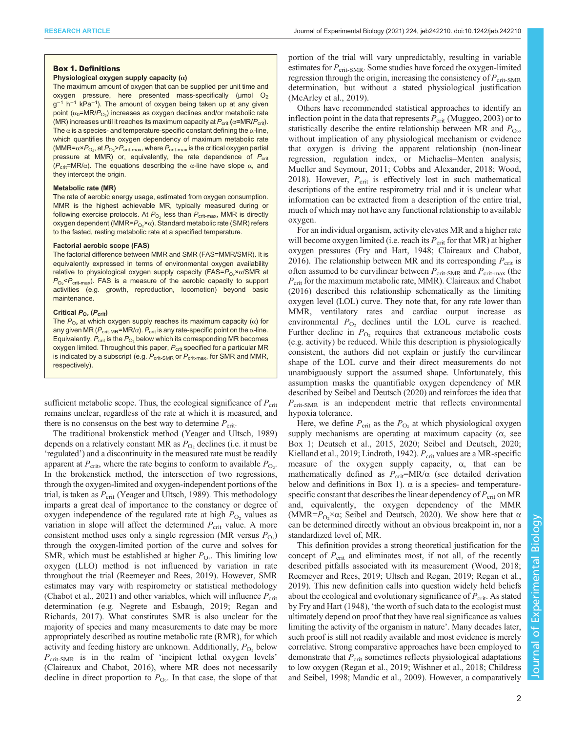### Box 1. Definitions

**Physiological oxygen supply capacity (α)**

The maximum amount of oxygen that can be supplied per unit time and oxygen pressure, here presented mass-specifically (μmol $O_2$ $g^{-1}$ $h^{-1}$ $kPa^{-1}$). The amount of oxygen being taken up at any given point ($\alpha_0$=MR/$P_{O_2}$) increases as oxygen declines and/or metabolic rate (MR) increases until it reaches its maximum capacity at $P_{crit}$ (α=MR/$P_{crit}$). The α is a species- and temperature-specific constant defining the α-line, which quantifies the oxygen dependency of maximum metabolic rate (MMR=α×$P_{O_2}$, at $P_{O_2}$>$P_{crit\text{-}max}$, where $P_{crit\text{-}max}$ is the critical oxygen partial pressure at MMR) or, equivalently, the rate dependence of $P_{crit}$ ($P_{crit}$=MR/α). The equations describing the α-line have slope α, and they intercept the origin.

**Metabolic rate (MR)**

The rate of aerobic energy usage, estimated from oxygen consumption. MMR is the highest achievable MR, typically measured during or following exercise protocols. At $P_{O_2}$ less than $P_{crit\text{-}max}$, MMR is directly oxygen dependent (MMR=$P_{O_2}$×α). Standard metabolic rate (SMR) refers to the fasted, resting metabolic rate at a specified temperature.

**Factorial aerobic scope (FAS)**

The factorial difference between MMR and SMR (FAS=MMR/SMR). It is equivalently expressed in terms of environmental oxygen availability relative to physiological oxygen supply capacity (FAS=$P_{O_2}$×α/SMR at $P_{O_2}$<$P_{crit\text{-}max}$). FAS is a measure of the aerobic capacity to support activities (e.g. growth, reproduction, locomotion) beyond basic maintenance.

**Critical $P_{O_2}$ ($P_{crit}$)**

The $P_{O_2}$ at which oxygen supply reaches its maximum capacity (α) for any given MR ($P_{crit\text{-}MR}$=MR/α). $P_{crit}$ is any rate-specific point on the α-line. Equivalently, $P_{crit}$ is the $P_{O_2}$ below which its corresponding MR becomes oxygen limited. Throughout this paper, $P_{crit}$ specified for a particular MR is indicated by a subscript (e.g. $P_{crit\text{-}SMR}$ or $P_{crit\text{-}max}$, for SMR and MMR, respectively).

sufficient metabolic scope. Thus, the ecological significance of $P_{crit}$ remains unclear, regardless of the rate at which it is measured, and there is no consensus on the best way to determine $P_{crit}$.

The traditional brokenstick method (Yeager and Ultsch, 1989) depends on a relatively constant MR as $P_{O_2}$ declines (i.e. it must be 'regulated') and a discontinuity in the measured rate must be readily apparent at $P_{crit}$, where the rate begins to conform to available $P_{O_2}$. In the brokenstick method, the intersection of two regressions, through the oxygen-limited and oxygen-independent portions of the trial, is taken as $P_{crit}$ (Yeager and Ultsch, 1989). This methodology imparts a great deal of importance to the constancy or degree of oxygen independence of the regulated rate at high $P_{O_2}$ values as variation in slope will affect the determined $P_{crit}$ value. A more consistent method uses only a single regression (MR versus $P_{O_2}$) through the oxygen-limited portion of the curve and solves for SMR, which must be established at higher $P_{O_2}$. This limiting low oxygen (LLO) method is not influenced by variation in rate throughout the trial (Reemeyer and Rees, 2019). However, SMR estimates may vary with respirometry or statistical methodology (Chabot et al., 2021) and other variables, which will influence $P_{crit}$ determination (e.g. Negrete and Esbaugh, 2019; Regan and Richards, 2017). What constitutes SMR is also unclear for the majority of species and many measurements to date may be more appropriately described as routine metabolic rate (RMR), for which activity and feeding history are unknown. Additionally, $P_{O_2}$ below $P_{crit\text{-}SMR}$ is in the realm of 'incipient lethal oxygen levels' (Claireaux and Chabot, 2016), where MR does not necessarily decline in direct proportion to $P_{O_2}$. In that case, the slope of that portion of the trial will vary unpredictably, resulting in variable estimates for $P_{crit\text{-}SMR}$. Some studies have forced the oxygen-limited regression through the origin, increasing the consistency of $P_{crit\text{-}SMR}$ determination, but without a stated physiological justification (McArley et al., 2019).

Others have recommended statistical approaches to identify an inflection point in the data that represents $P_{crit}$ (Muggeo, 2003) or to statistically describe the entire relationship between MR and $P_{O_2}$, without implication of any physiological mechanism or evidence that oxygen is driving the apparent relationship (non-linear regression, regulation index, or Michaelis–Menten analysis; Mueller and Seymour, 2011; Cobbs and Alexander, 2018; Wood, 2018). However, $P_{crit}$ is effectively lost in such mathematical descriptions of the entire respirometry trial and it is unclear what information can be extracted from a description of the entire trial, much of which may not have any functional relationship to available oxygen.

For an individual organism, activity elevates MR and a higher rate will become oxygen limited (i.e. reach its $P_{crit}$ for that MR) at higher oxygen pressures (Fry and Hart, 1948; Claireaux and Chabot, 2016). The relationship between MR and its corresponding $P_{crit}$ is often assumed to be curvilinear between $P_{crit\text{-}SMR}$ and $P_{crit\text{-}max}$ (the $P_{crit}$ for the maximum metabolic rate, MMR). Claireaux and Chabot (2016) described this relationship schematically as the limiting oxygen level (LOL) curve. They note that, for any rate lower than MMR, ventilatory rates and cardiac output increase as environmental $P_{O_2}$ declines until the LOL curve is reached. Further decline in $P_{O_2}$ requires that extraneous metabolic costs (e.g. activity) be reduced. While this description is physiologically consistent, the authors did not explain or justify the curvilinear shape of the LOL curve and their direct measurements do not unambiguously support the assumed shape. Unfortunately, this assumption masks the quantifiable oxygen dependency of MR described by Seibel and Deutsch (2020) and reinforces the idea that $P_{crit\text{-}SMR}$ is an independent metric that reflects environmental hypoxia tolerance.

Here, we define $P_{crit}$ as the $P_{O_2}$ at which physiological oxygen supply mechanisms are operating at maximum capacity (α, see Box 1; Deutsch et al., 2015, 2020; Seibel and Deutsch, 2020; Kielland et al., 2019; Lindroth, 1942). $P_{crit}$ values are a MR-specific measure of the oxygen supply capacity, α, that can be mathematically defined as $P_{crit}$=MR/α (see detailed derivation below and definitions in Box 1). α is a species- and temperature-specific constant that describes the linear dependency of $P_{crit}$ on MR and, equivalently, the oxygen dependency of the MMR (MMR=$P_{O_2}$×α; Seibel and Deutsch, 2020). We show here that α can be determined directly without an obvious breakpoint in, nor a standardized level of, MR.

This definition provides a strong theoretical justification for the concept of $P_{crit}$ and eliminates most, if not all, of the recently described pitfalls associated with its measurement (Wood, 2018; Reemeyer and Rees, 2019; Ultsch and Regan, 2019; Regan et al., 2019). This new definition calls into question widely held beliefs about the ecological and evolutionary significance of $P_{crit}$. As stated by Fry and Hart (1948), 'the worth of such data to the ecologist must ultimately depend on proof that they have real significance as values limiting the activity of the organism in nature'. Many decades later, such proof is still not readily available and most evidence is merely correlative. Strong comparative approaches have been employed to demonstrate that $P_{crit}$ sometimes reflects physiological adaptations to low oxygen (Regan et al., 2019; Wishner et al., 2018; Childress and Seibel, 1998; Mandic et al., 2009). However, a comparatively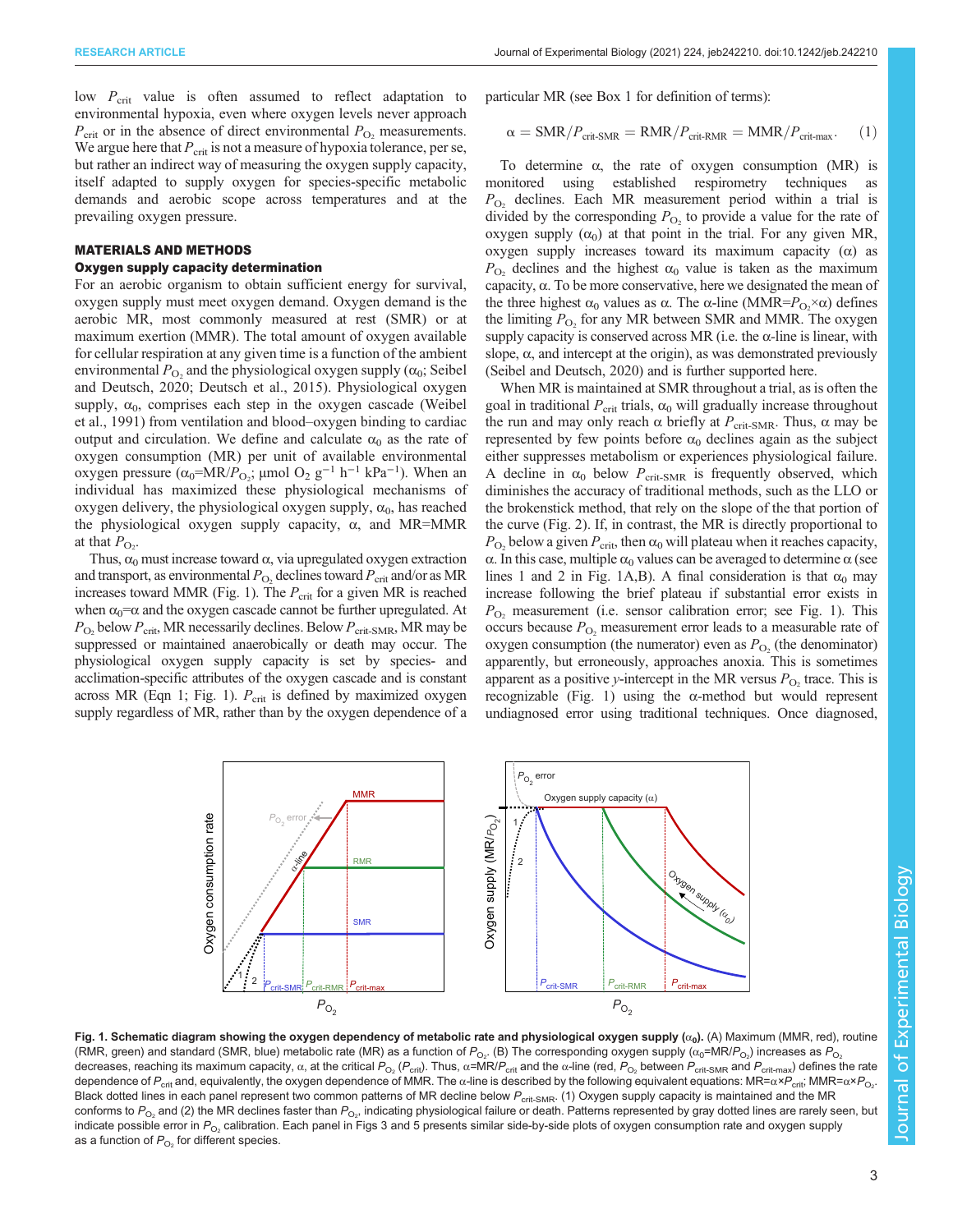low $P_{crit}$ value is often assumed to reflect adaptation to environmental hypoxia, even where oxygen levels never approach $P_{crit}$ or in the absence of direct environmental $P_{O_2}$ measurements. We argue here that $P_{crit}$ is not a measure of hypoxia tolerance, per se, but rather an indirect way of measuring the oxygen supply capacity, itself adapted to supply oxygen for species-specific metabolic demands and aerobic scope across temperatures and at the prevailing oxygen pressure.

## MATERIALS AND METHODS

### Oxygen supply capacity determination

For an aerobic organism to obtain sufficient energy for survival, oxygen supply must meet oxygen demand. Oxygen demand is the aerobic MR, most commonly measured at rest (SMR) or at maximum exertion (MMR). The total amount of oxygen available for cellular respiration at any given time is a function of the ambient environmental $P_{O_2}$ and the physiological oxygen supply ($\alpha_0$; Seibel and Deutsch, 2020; Deutsch et al., 2015). Physiological oxygen supply, $\alpha_0$, comprises each step in the oxygen cascade (Weibel et al., 1991) from ventilation and blood–oxygen binding to cardiac output and circulation. We define and calculate $\alpha_0$ as the rate of oxygen consumption (MR) per unit of available environmental oxygen pressure ($\alpha_0$=MR/$P_{O_2}$; µmol $O_2$ $g^{-1}$ $h^{-1}$ $kPa^{-1}$). When an individual has maximized these physiological mechanisms of oxygen delivery, the physiological oxygen supply, $\alpha_0$, has reached the physiological oxygen supply capacity, $\alpha$, and MR=MMR at that $P_{O_2}$.

Thus, $\alpha_0$ must increase toward $\alpha$, via upregulated oxygen extraction and transport, as environmental $P_{O_2}$ declines toward $P_{crit}$ and/or as MR increases toward MMR (Fig. 1). The $P_{crit}$ for a given MR is reached when $\alpha_0$=$\alpha$ and the oxygen cascade cannot be further upregulated. At $P_{O_2}$ below $P_{crit}$, MR necessarily declines. Below $P_{crit\text{-}SMR}$, MR may be suppressed or maintained anaerobically or death may occur. The physiological oxygen supply capacity is set by species- and acclimation-specific attributes of the oxygen cascade and is constant across MR (Eqn 1; Fig. 1). $P_{crit}$ is defined by maximized oxygen supply regardless of MR, rather than by the oxygen dependence of a particular MR (see Box 1 for definition of terms):

$$\alpha = \mathrm{SMR}/P_{crit\text{-}SMR} = \mathrm{RMR}/P_{crit\text{-}RMR} = \mathrm{MMR}/P_{crit\text{-}max}. \quad (1)$$

To determine $\alpha$, the rate of oxygen consumption (MR) is monitored using established respirometry techniques as $P_{O_2}$ declines. Each MR measurement period within a trial is divided by the corresponding $P_{O_2}$ to provide a value for the rate of oxygen supply ($\alpha_0$) at that point in the trial. For any given MR, oxygen supply increases toward its maximum capacity ($\alpha$) as $P_{O_2}$ declines and the highest $\alpha_0$ value is taken as the maximum capacity, $\alpha$. To be more conservative, here we designated the mean of the three highest $\alpha_0$ values as $\alpha$. The $\alpha$-line (MMR=$P_{O_2}$×$\alpha$) defines the limiting $P_{O_2}$ for any MR between SMR and MMR. The oxygen supply capacity is conserved across MR (i.e. the $\alpha$-line is linear, with slope, $\alpha$, and intercept at the origin), as was demonstrated previously (Seibel and Deutsch, 2020) and is further supported here.

When MR is maintained at SMR throughout a trial, as is often the goal in traditional $P_{crit}$ trials, $\alpha_0$ will gradually increase throughout the run and may only reach $\alpha$ briefly at $P_{crit\text{-}SMR}$. Thus, $\alpha$ may be represented by few points before $\alpha_0$ declines again as the subject either suppresses metabolism or experiences physiological failure. A decline in $\alpha_0$ below $P_{crit\text{-}SMR}$ is frequently observed, which diminishes the accuracy of traditional methods, such as the LLO or the brokenstick method, that rely on the slope of the that portion of the curve (Fig. 2). If, in contrast, the MR is directly proportional to $P_{O_2}$ below a given $P_{crit}$, then $\alpha_0$ will plateau when it reaches capacity, $\alpha$. In this case, multiple $\alpha_0$ values can be averaged to determine $\alpha$ (see lines 1 and 2 in Fig. 1A,B). A final consideration is that $\alpha_0$ may increase following the brief plateau if substantial error exists in $P_{O_2}$ measurement (i.e. sensor calibration error; see Fig. 1). This occurs because $P_{O_2}$ measurement error leads to a measurable rate of oxygen consumption (the numerator) even as $P_{O_2}$ (the denominator) apparently, but erroneously, approaches anoxia. This is sometimes apparent as a positive *y*-intercept in the MR versus $P_{O_2}$ trace. This is recognizable (Fig. 1) using the $\alpha$-method but would represent undiagnosed error using traditional techniques. Once diagnosed,

**Fig. 1. Schematic diagram showing the oxygen dependency of metabolic rate and physiological oxygen supply ($\alpha_0$).** (A) Maximum (MMR, red), routine (RMR, green) and standard (SMR, blue) metabolic rate (MR) as a function of $P_{O_2}$. (B) The corresponding oxygen supply ($\alpha_0$=MR/$P_{O_2}$) increases as $P_{O_2}$ decreases, reaching its maximum capacity, $\alpha$, at the critical $P_{O_2}$ ($P_{crit}$). Thus, $\alpha$=MR/$P_{crit}$ and the $\alpha$-line (red, $P_{O_2}$ between $P_{crit\text{-}SMR}$ and $P_{crit\text{-}max}$) defines the rate dependence of $P_{crit}$ and, equivalently, the oxygen dependence of MMR. The $\alpha$-line is described by the following equivalent equations: MR=$\alpha$×$P_{crit}$; MMR=$\alpha$×$P_{O_2}$. Black dotted lines in each panel represent two common patterns of MR decline below $P_{crit\text{-}SMR}$. (1) Oxygen supply capacity is maintained and the MR conforms to $P_{O_2}$ and (2) the MR declines faster than $P_{O_2}$, indicating physiological failure or death. Patterns represented by gray dotted lines are rarely seen, but indicate possible error in $P_{O_2}$ calibration. Each panel in Figs 3 and 5 presents similar side-by-side plots of oxygen consumption rate and oxygen supply as a function of $P_{O_2}$ for different species.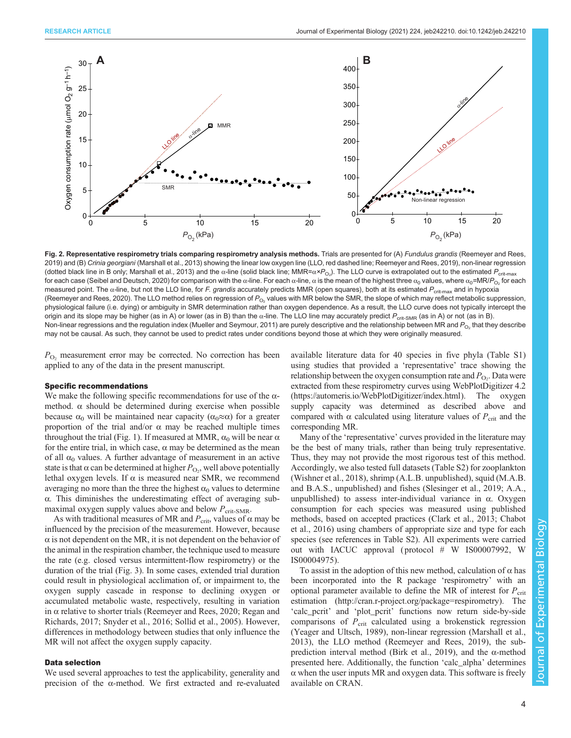**Fig. 2. Representative respirometry trials comparing respirometry analysis methods.** Trials are presented for (A) *Fundulus grandis* (Reemeyer and Rees, 2019) and (B) *Crinia georgiani* (Marshall et al., 2013) showing the linear low oxygen line (LLO, red dashed line; Reemeyer and Rees, 2019), non-linear regression (dotted black line in B only; Marshall et al., 2013) and the α-line (solid black line; MMR=α×$P_{O_2}$). The LLO curve is extrapolated out to the estimated $P_{crit\text{-}max}$ for each case (Seibel and Deutsch, 2020) for comparison with the α-line. For each α-line, α is the mean of the highest three $α_0$ values, where $α_0$=MR/$P_{O_2}$ for each measured point. The α-line, but not the LLO line, for *F. grandis* accurately predicts MMR (open squares), both at its estimated $P_{crit\text{-}max}$ and in hypoxia (Reemeyer and Rees, 2020). The LLO method relies on regression of $P_{O_2}$ values with MR below the SMR, the slope of which may reflect metabolic suppression, physiological failure (i.e. dying) or ambiguity in SMR determination rather than oxygen dependence. As a result, the LLO curve does not typically intercept the origin and its slope may be higher (as in A) or lower (as in B) than the α-line. The LLO line may accurately predict $P_{crit\text{-}SMR}$ (as in A) or not (as in B). Non-linear regressions and the regulation index (Mueller and Seymour, 2011) are purely descriptive and the relationship between MR and $P_{O_2}$ that they describe may not be causal. As such, they cannot be used to predict rates under conditions beyond those at which they were originally measured.

$P_{O_2}$ measurement error may be corrected. No correction has been applied to any of the data in the present manuscript.

### Specific recommendations

We make the following specific recommendations for use of the α-method. α should be determined during exercise when possible because $α_0$ will be maintained near capacity ($α_0≈α$) for a greater proportion of the trial and/or α may be reached multiple times throughout the trial (Fig. 1). If measured at MMR, $α_0$ will be near α for the entire trial, in which case, α may be determined as the mean of all $α_0$ values. A further advantage of measurement in an active state is that α can be determined at higher $P_{O_2}$, well above potentially lethal oxygen levels. If α is measured near SMR, we recommend averaging no more than the three the highest $α_0$ values to determine α. This diminishes the underestimating effect of averaging sub-maximal oxygen supply values above and below $P_{crit\text{-}SMR}$.

As with traditional measures of MR and $P_{crit}$, values of α may be influenced by the precision of the measurement. However, because α is not dependent on the MR, it is not dependent on the behavior of the animal in the respiration chamber, the technique used to measure the rate (e.g. closed versus intermittent-flow respirometry) or the duration of the trial (Fig. 3). In some cases, extended trial duration could result in physiological acclimation of, or impairment to, the oxygen supply cascade in response to declining oxygen or accumulated metabolic waste, respectively, resulting in variation in α relative to shorter trials (Reemeyer and Rees, 2020; Regan and Richards, 2017; Snyder et al., 2016; Sollid et al., 2005). However, differences in methodology between studies that only influence the MR will not affect the oxygen supply capacity.

### Data selection

We used several approaches to test the applicability, generality and precision of the α-method. We first extracted and re-evaluated available literature data for 40 species in five phyla (Table S1) using studies that provided a 'representative' trace showing the relationship between the oxygen consumption rate and $P_{O_2}$. Data were extracted from these respirometry curves using WebPlotDigitizer 4.2 (https://automeris.io/WebPlotDigitizer/index.html). The oxygen supply capacity was determined as described above and compared with α calculated using literature values of $P_{crit}$ and the corresponding MR.

Many of the 'representative' curves provided in the literature may be the best of many trials, rather than being truly representative. Thus, they may not provide the most rigorous test of this method. Accordingly, we also tested full datasets (Table S2) for zooplankton (Wishner et al., 2018), shrimp (A.L.B. unpublished), squid (M.A.B. and B.A.S., unpublished) and fishes (Slesinger et al., 2019; A.A., unpubllished) to assess inter-individual variance in α. Oxygen consumption for each species was measured using published methods, based on accepted practices (Clark et al., 2013; Chabot et al., 2016) using chambers of appropriate size and type for each species (see references in Table S2). All experiments were carried out with IACUC approval (protocol # W IS00007992, W IS00004975).

To assist in the adoption of this new method, calculation of α has been incorporated into the R package 'respirometry' with an optional parameter available to define the MR of interest for $P_{crit}$ estimation (http://cran.r-project.org/package=respirometry). The 'calc_pcrit' and 'plot_pcrit' functions now return side-by-side comparisons of $P_{crit}$ calculated using a brokenstick regression (Yeager and Ultsch, 1989), non-linear regression (Marshall et al., 2013), the LLO method (Reemeyer and Rees, 2019), the sub-prediction interval method (Birk et al., 2019), and the α-method presented here. Additionally, the function 'calc_alpha' determines α when the user inputs MR and oxygen data. This software is freely available on CRAN.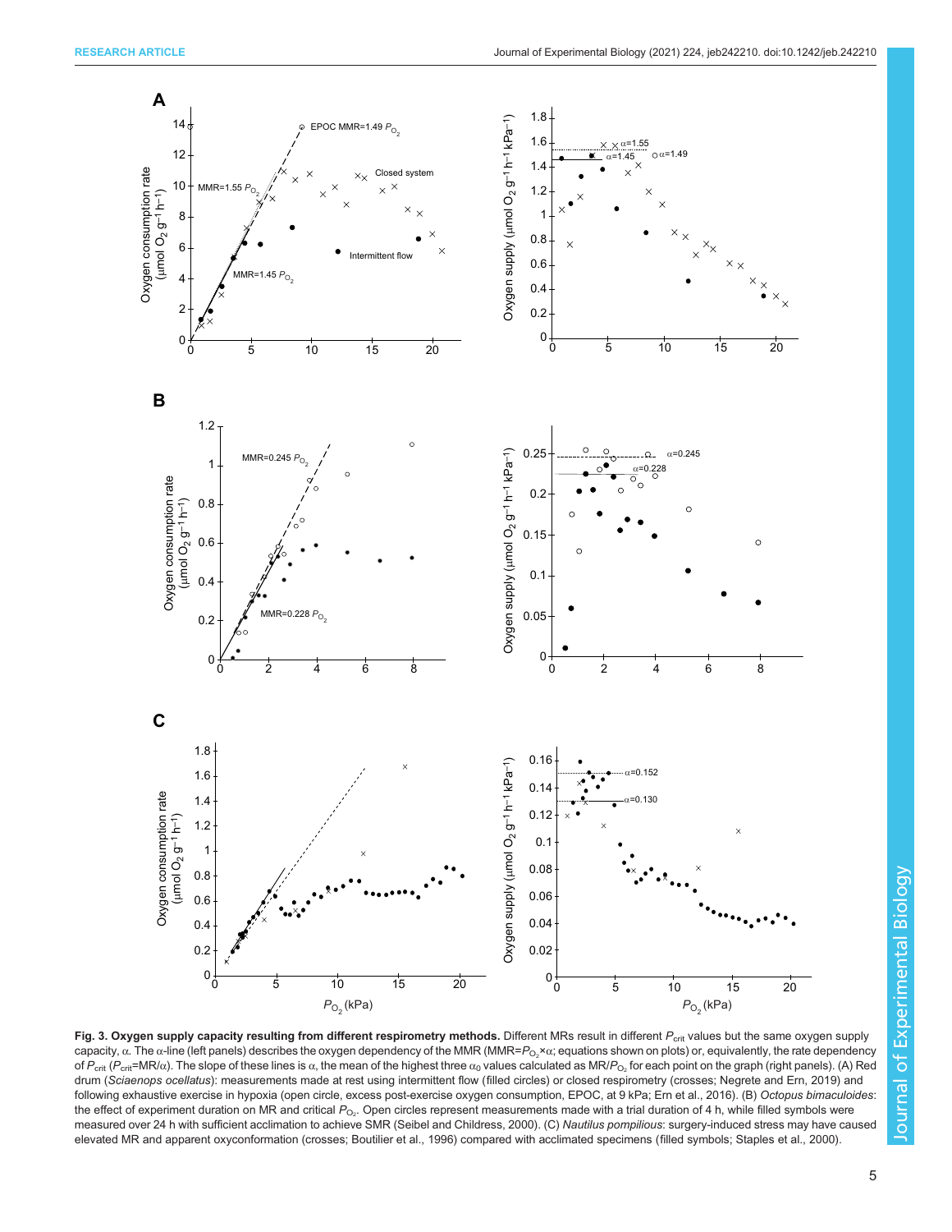**Fig. 3. Oxygen supply capacity resulting from different respirometry methods.** Different MRs result in different $P_{crit}$ values but the same oxygen supply capacity, α. The α-line (left panels) describes the oxygen dependency of the MMR (MMR=$P_{O_2}$×α; equations shown on plots) or, equivalently, the rate dependency of $P_{crit}$ ($P_{crit}$=MR/α). The slope of these lines is α, the mean of the highest three $\alpha_0$ values calculated as MR/$P_{O_2}$ for each point on the graph (right panels). (A) Red drum (*Sciaenops ocellatus*): measurements made at rest using intermittent flow (filled circles) or closed respirometry (crosses; Negrete and Ern, 2019) and following exhaustive exercise in hypoxia (open circle, excess post-exercise oxygen consumption, EPOC, at 9 kPa; Ern et al., 2016). (B) *Octopus bimaculoides*: the effect of experiment duration on MR and critical $P_{O_2}$. Open circles represent measurements made with a trial duration of 4 h, while filled symbols were measured over 24 h with sufficient acclimation to achieve SMR (Seibel and Childress, 2000). (C) *Nautilus pompilius*: surgery-induced stress may have caused elevated MR and apparent oxyconformation (crosses; Boutilier et al., 1996) compared with acclimated specimens (filled symbols; Staples et al., 2000).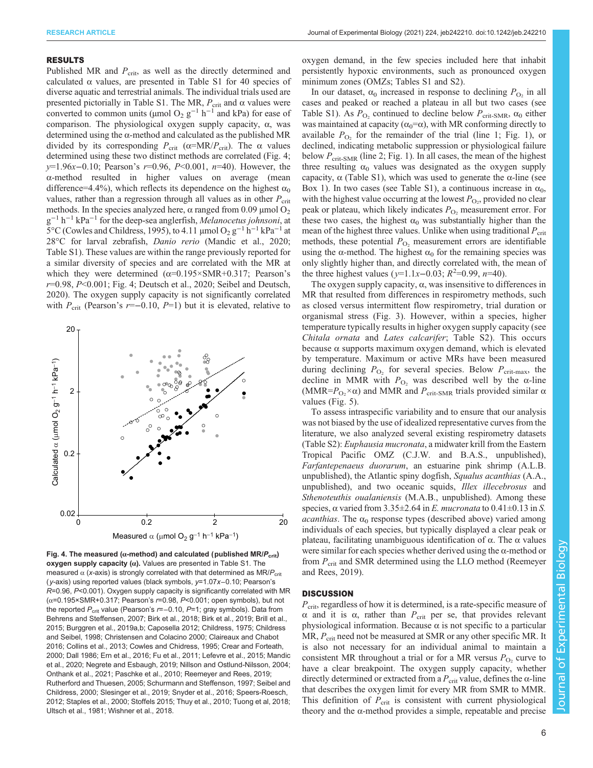## RESULTS

Published MR and $P_{crit}$, as well as the directly determined and calculated α values, are presented in Table S1 for 40 species of diverse aquatic and terrestrial animals. The individual trials used are presented pictorially in Table S1. The MR, $P_{crit}$ and α values were converted to common units (μmol $O_2$ $g^{-1}$ $h^{-1}$ and kPa) for ease of comparison. The physiological oxygen supply capacity, α, was determined using the α-method and calculated as the published MR divided by its corresponding $P_{crit}$ (α=MR/$P_{crit}$). The α values determined using these two distinct methods are correlated (Fig. 4; $y$=1.96$x$−0.10; Pearson's $r$=0.96, $P$<0.001, $n$=40). However, the α-method resulted in higher values on average (mean difference=4.4%), which reflects its dependence on the highest $\alpha_0$ values, rather than a regression through all values as in other $P_{crit}$ methods. In the species analyzed here, α ranged from 0.09 μmol $O_2$ $g^{-1}$ $h^{-1}$ $kPa^{-1}$ for the deep-sea anglerfish, *Melanocetus johnsoni*, at 5°C (Cowles and Childress, 1995), to 4.11 μmol $O_2$ $g^{-1}$ $h^{-1}$ $kPa^{-1}$ at 28°C for larval zebrafish, *Danio rerio* (Mandic et al., 2020; Table S1). These values are within the range previously reported for a similar diversity of species and are correlated with the MR at which they were determined (α=0.195×SMR+0.317; Pearson's $r$=0.98, $P$<0.001; Fig. 4; Deutsch et al., 2020; Seibel and Deutsch, 2020). The oxygen supply capacity is not significantly correlated with $P_{crit}$ (Pearson's $r$=−0.10, $P$=1) but it is elevated, relative to oxygen demand, in the few species included here that inhabit persistently hypoxic environments, such as pronounced oxygen minimum zones (OMZs; Tables S1 and S2).

In our dataset, $\alpha_0$ increased in response to declining $P_{O_2}$ in all cases and peaked or reached a plateau in all but two cases (see Table S1). As $P_{O_2}$ continued to decline below $P_{crit\text{-}SMR}$, $\alpha_0$ either was maintained at capacity ($\alpha_0$=α), with MR conforming directly to available $P_{O_2}$ for the remainder of the trial (line 1; Fig. 1), or declined, indicating metabolic suppression or physiological failure below $P_{crit\text{-}SMR}$ (line 2; Fig. 1). In all cases, the mean of the highest three resulting $\alpha_0$ values was designated as the oxygen supply capacity, α (Table S1), which was used to generate the α-line (see Box 1). In two cases (see Table S1), a continuous increase in $\alpha_0$, with the highest value occurring at the lowest $P_{O_2}$, provided no clear peak or plateau, which likely indicates $P_{O_2}$ measurement error. For these two cases, the highest $\alpha_0$ was substantially higher than the mean of the highest three values. Unlike when using traditional $P_{crit}$ methods, these potential $P_{O_2}$ measurement errors are identifiable using the α-method. The highest $\alpha_0$ for the remaining species was only slightly higher than, and directly correlated with, the mean of the three highest values ($y$=1.1$x$−0.03; $R^2$=0.99, $n$=40).

The oxygen supply capacity, α, was insensitive to differences in MR that resulted from differences in respirometry methods, such as closed versus intermittent flow respirometry, trial duration or organismal stress (Fig. 3). However, within a species, higher temperature typically results in higher oxygen supply capacity (see *Chitala ornata* and *Lates calcarifer*; Table S2). This occurs because α supports maximum oxygen demand, which is elevated by temperature. Maximum or active MRs have been measured during declining $P_{O_2}$ for several species. Below $P_{crit\text{-}max}$, the decline in MMR with $P_{O_2}$ was described well by the α-line (MMR=$P_{O_2}$×α) and MMR and $P_{crit\text{-}SMR}$ trials provided similar α values (Fig. 5).

To assess intraspecific variability and to ensure that our analysis was not biased by the use of idealized representative curves from the literature, we also analyzed several existing respirometry datasets (Table S2): *Euphausia mucronata*, a midwater krill from the Eastern Tropical Pacific OMZ (C.J.W. and B.A.S., unpublished), *Farfantepenaeus duorarum*, an estuarine pink shrimp (A.L.B. unpublished), the Atlantic spiny dogfish, *Squalus acanthias* (A.A., unpublished), and two oceanic squids, *Illex illecebrosus* and *Sthenoteuthis oualaniensis* (M.A.B., unpublished). Among these species, α varied from 3.35±2.64 in *E. mucronata* to 0.41±0.13 in *S. acanthias*. The $\alpha_0$ response types (described above) varied among individuals of each species, but typically displayed a clear peak or plateau, facilitating unambiguous identification of α. The α values were similar for each species whether derived using the α-method or from $P_{crit}$ and SMR determined using the LLO method (Reemeyer and Rees, 2019).

**Fig. 4. The measured (α-method) and calculated (published MR/$P_{crit}$) oxygen supply capacity (α).** Values are presented in Table S1. The measured α ($x$-axis) is strongly correlated with that determined as MR/$P_{crit}$ ($y$-axis) using reported values (black symbols, $y$=1.07$x$−0.10; Pearson's $R$=0.96, $P$<0.001). Oxygen supply capacity is significantly correlated with MR (α=0.195×SMR+0.317; Pearson's $r$=0.98, $P$<0.001; open symbols), but not the reported $P_{crit}$ value (Pearson's $r$=−0.10, $P$=1; gray symbols). Data from Behrens and Steffensen, 2007; Birk et al., 2018; Birk et al., 2019; Brill et al., 2015; Burggren et al., 2019a,b; Caposella 2012; Childress, 1975; Childress and Seibel, 1998; Christensen and Colacino 2000; Claireaux and Chabot 2016; Collins et al., 2013; Cowles and Chidress, 1995; Crear and Forteath, 2000; Dall 1986; Ern et al., 2016; Fu et al., 2011; Lefevre et al., 2015; Mandic et al., 2020; Negrete and Esbaugh, 2019; Nillson and Ostlund-Nilsson, 2004; Onthank et al., 2021; Paschke et al., 2010; Reemeyer and Rees, 2019; Rutherford and Thuesen, 2005; Schurmann and Steffenson, 1997; Seibel and Childress, 2000; Slesinger et al., 2019; Snyder et al., 2016; Speers-Roesch, 2012; Staples et al., 2000; Stoffels 2015; Thuy et al., 2010; Tuong et al, 2018; Ultsch et al., 1981; Wishner et al., 2018.

## DISCUSSION

$P_{crit}$, regardless of how it is determined, is a rate-specific measure of α and it is α, rather than $P_{crit}$ per se, that provides relevant physiological information. Because α is not specific to a particular MR, $P_{crit}$ need not be measured at SMR or any other specific MR. It is also not necessary for an individual animal to maintain a consistent MR throughout a trial or for a MR versus $P_{O_2}$ curve to have a clear breakpoint. The oxygen supply capacity, whether directly determined or extracted from a $P_{crit}$ value, defines the α-line that describes the oxygen limit for every MR from SMR to MMR. This definition of $P_{crit}$ is consistent with current physiological theory and the α-method provides a simple, repeatable and precise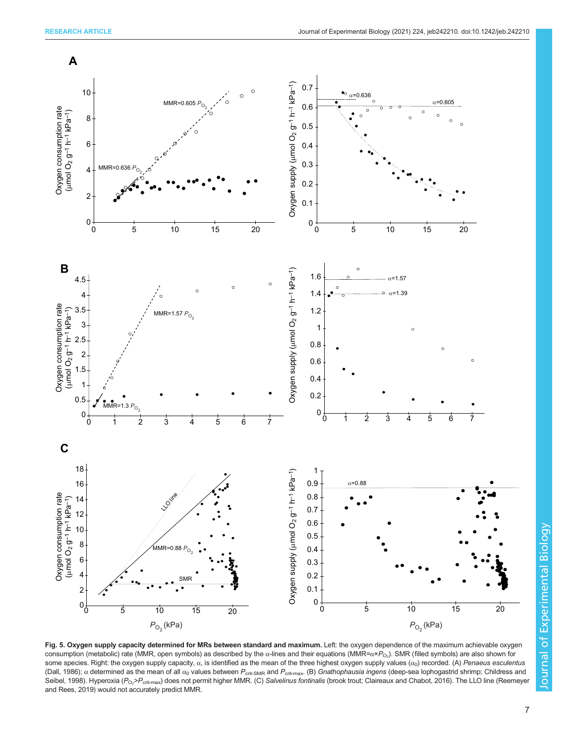**Fig. 5. Oxygen supply capacity determined for MRs between standard and maximum.** Left: the oxygen dependence of the maximum achievable oxygen consumption (metabolic) rate (MMR, open symbols) as described by the α-lines and their equations ($MMR=\alpha \times P_{O_2}$). SMR (filled symbols) are also shown for some species. Right: the oxygen supply capacity, α, is identified as the mean of the three highest oxygen supply values ($\alpha_0$) recorded. (A) *Penaeus esculentus* (Dall, 1986); α determined as the mean of all $\alpha_0$ values between $P_{crit\text{-}SMR}$ and $P_{crit\text{-}max}$. (B) *Gnathophausia ingens* (deep-sea lophogastrid shrimp; Childress and Seibel, 1998). Hyperoxia ($P_{O_2}$>$P_{crit\text{-}max}$) does not permit higher MMR. (C) *Salvelinus fontinalis* (brook trout; Claireaux and Chabot, 2016). The LLO line (Reemeyer and Rees, 2019) would not accurately predict MMR.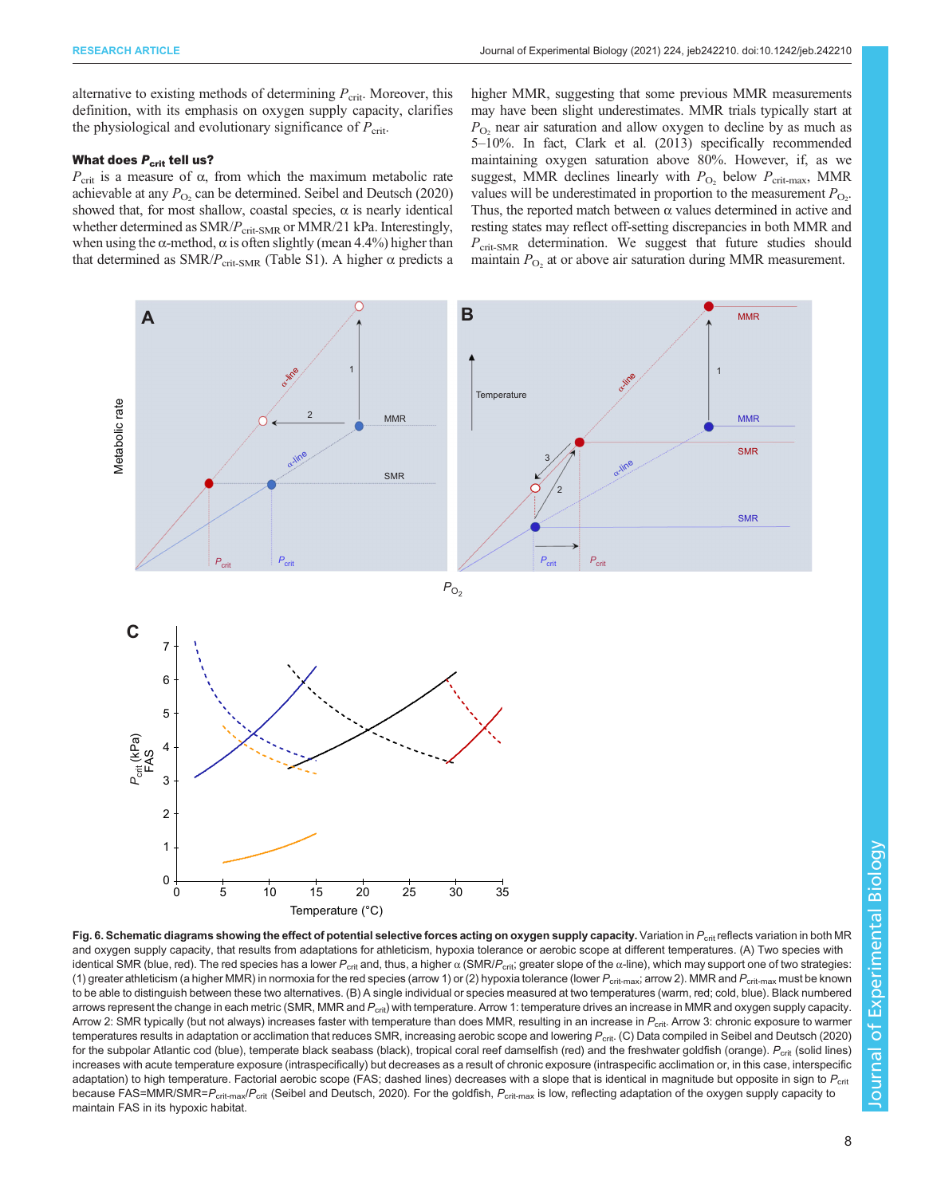alternative to existing methods of determining $P_{crit}$. Moreover, this definition, with its emphasis on oxygen supply capacity, clarifies the physiological and evolutionary significance of $P_{crit}$.

### What does $P_{crit}$ tell us?

$P_{crit}$ is a measure of α, from which the maximum metabolic rate achievable at any $P_{O_2}$ can be determined. Seibel and Deutsch (2020) showed that, for most shallow, coastal species, α is nearly identical whether determined as SMR/$P_{crit\text{-}SMR}$ or MMR/21 kPa. Interestingly, when using the α-method, α is often slightly (mean 4.4%) higher than that determined as SMR/$P_{crit\text{-}SMR}$ (Table S1). A higher α predicts a higher MMR, suggesting that some previous MMR measurements may have been slight underestimates. MMR trials typically start at $P_{O_2}$ near air saturation and allow oxygen to decline by as much as 5–10%. In fact, Clark et al. (2013) specifically recommended maintaining oxygen saturation above 80%. However, if, as we suggest, MMR declines linearly with $P_{O_2}$ below $P_{crit\text{-}max}$, MMR values will be underestimated in proportion to the measurement $P_{O_2}$. Thus, the reported match between α values determined in active and resting states may reflect off-setting discrepancies in both MMR and $P_{crit\text{-}SMR}$ determination. We suggest that future studies should maintain $P_{O_2}$ at or above air saturation during MMR measurement.

**Fig. 6. Schematic diagrams showing the effect of potential selective forces acting on oxygen supply capacity.** Variation in $P_{crit}$ reflects variation in both MR and oxygen supply capacity, that results from adaptations for athleticism, hypoxia tolerance or aerobic scope at different temperatures. (A) Two species with identical SMR (blue, red). The red species has a lower $P_{crit}$ and, thus, a higher α (SMR/$P_{crit}$; greater slope of the α-line), which may support one of two strategies: (1) greater athleticism (a higher MMR) in normoxia for the red species (arrow 1) or (2) hypoxia tolerance (lower $P_{crit\text{-}max}$; arrow 2). MMR and $P_{crit\text{-}max}$ must be known to be able to distinguish between these two alternatives. (B) A single individual or species measured at two temperatures (warm, red; cold, blue). Black numbered arrows represent the change in each metric (SMR, MMR and $P_{crit}$) with temperature. Arrow 1: temperature drives an increase in MMR and oxygen supply capacity. Arrow 2: SMR typically (but not always) increases faster with temperature than does MMR, resulting in an increase in $P_{crit}$. Arrow 3: chronic exposure to warmer temperatures results in adaptation or acclimation that reduces SMR, increasing aerobic scope and lowering $P_{crit}$. (C) Data compiled in Seibel and Deutsch (2020) for the subpolar Atlantic cod (blue), temperate black seabass (black), tropical coral reef damselfish (red) and the freshwater goldfish (orange). $P_{crit}$ (solid lines) increases with acute temperature exposure (intraspecifically) but decreases as a result of chronic exposure (intraspecific acclimation or, in this case, interspecific adaptation) to high temperature. Factorial aerobic scope (FAS; dashed lines) decreases with a slope that is identical in magnitude but opposite in sign to $P_{crit}$ because FAS=MMR/SMR=$P_{crit\text{-}max}$/$P_{crit}$ (Seibel and Deutsch, 2020). For the goldfish, $P_{crit\text{-}max}$ is low, reflecting adaptation of the oxygen supply capacity to maintain FAS in its hypoxic habitat.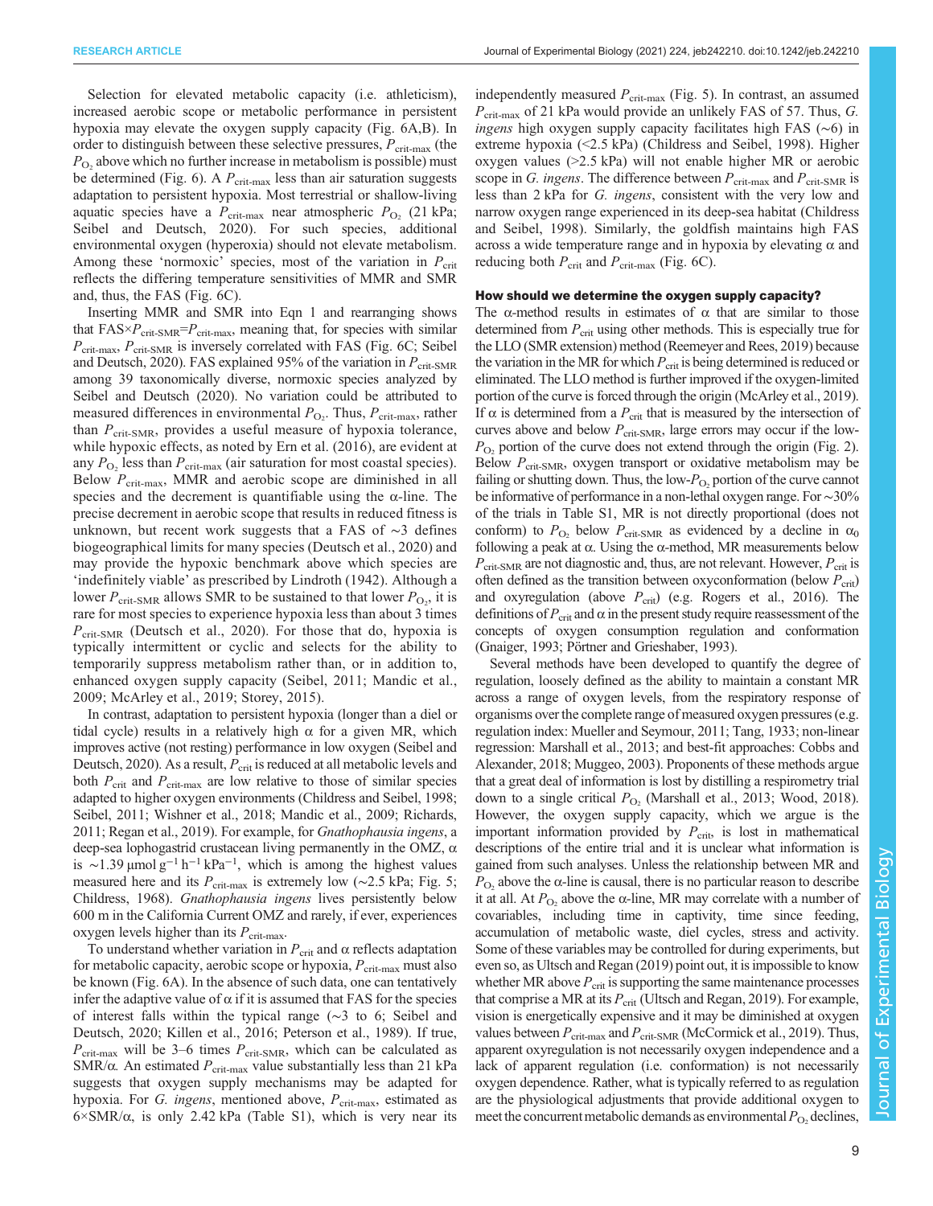Selection for elevated metabolic capacity (i.e. athleticism), increased aerobic scope or metabolic performance in persistent hypoxia may elevate the oxygen supply capacity (Fig. 6A,B). In order to distinguish between these selective pressures, $P_{crit\text{-}max}$ (the $P_{O_2}$ above which no further increase in metabolism is possible) must be determined (Fig. 6). A $P_{crit\text{-}max}$ less than air saturation suggests adaptation to persistent hypoxia. Most terrestrial or shallow-living aquatic species have a $P_{crit\text{-}max}$ near atmospheric $P_{O_2}$ (21 kPa; Seibel and Deutsch, 2020). For such species, additional environmental oxygen (hyperoxia) should not elevate metabolism. Among these 'normoxic' species, most of the variation in $P_{crit}$ reflects the differing temperature sensitivities of MMR and SMR and, thus, the FAS (Fig. 6C).

Inserting MMR and SMR into Eqn 1 and rearranging shows that FAS×$P_{crit\text{-}SMR}$=$P_{crit\text{-}max}$, meaning that, for species with similar $P_{crit\text{-}max}$, $P_{crit\text{-}SMR}$ is inversely correlated with FAS (Fig. 6C; Seibel and Deutsch, 2020). FAS explained 95% of the variation in $P_{crit\text{-}SMR}$ among 39 taxonomically diverse, normoxic species analyzed by Seibel and Deutsch (2020). No variation could be attributed to measured differences in environmental $P_{O_2}$. Thus, $P_{crit\text{-}max}$, rather than $P_{crit\text{-}SMR}$, provides a useful measure of hypoxia tolerance, while hypoxic effects, as noted by Ern et al. (2016), are evident at any $P_{O_2}$ less than $P_{crit\text{-}max}$ (air saturation for most coastal species). Below $P_{crit\text{-}max}$, MMR and aerobic scope are diminished in all species and the decrement is quantifiable using the α-line. The precise decrement in aerobic scope that results in reduced fitness is unknown, but recent work suggests that a FAS of ~3 defines biogeographical limits for many species (Deutsch et al., 2020) and may provide the hypoxic benchmark above which species are 'indefinitely viable' as prescribed by Lindroth (1942). Although a lower $P_{crit\text{-}SMR}$ allows SMR to be sustained to that lower $P_{O_2}$, it is rare for most species to experience hypoxia less than about 3 times $P_{crit\text{-}SMR}$ (Deutsch et al., 2020). For those that do, hypoxia is typically intermittent or cyclic and selects for the ability to temporarily suppress metabolism rather than, or in addition to, enhanced oxygen supply capacity (Seibel, 2011; Mandic et al., 2009; McArley et al., 2019; Storey, 2015).

In contrast, adaptation to persistent hypoxia (longer than a diel or tidal cycle) results in a relatively high α for a given MR, which improves active (not resting) performance in low oxygen (Seibel and Deutsch, 2020). As a result, $P_{crit}$ is reduced at all metabolic levels and both $P_{crit}$ and $P_{crit\text{-}max}$ are low relative to those of similar species adapted to higher oxygen environments (Childress and Seibel, 1998; Seibel, 2011; Wishner et al., 2018; Mandic et al., 2009; Richards, 2011; Regan et al., 2019). For example, for *Gnathophausia ingens*, a deep-sea lophogastrid crustacean living permanently in the OMZ, α is ~1.39 µmol g$^{-1}$ h$^{-1}$ kPa$^{-1}$, which is among the highest values measured here and its $P_{crit\text{-}max}$ is extremely low (~2.5 kPa; Fig. 5; Childress, 1968). *Gnathophausia ingens* lives persistently below 600 m in the California Current OMZ and rarely, if ever, experiences oxygen levels higher than its $P_{crit\text{-}max}$.

To understand whether variation in $P_{crit}$ and α reflects adaptation for metabolic capacity, aerobic scope or hypoxia, $P_{crit\text{-}max}$ must also be known (Fig. 6A). In the absence of such data, one can tentatively infer the adaptive value of α if it is assumed that FAS for the species of interest falls within the typical range (~3 to 6; Seibel and Deutsch, 2020; Killen et al., 2016; Peterson et al., 1989). If true, $P_{crit\text{-}max}$ will be 3–6 times $P_{crit\text{-}SMR}$, which can be calculated as SMR/α. An estimated $P_{crit\text{-}max}$ value substantially less than 21 kPa suggests that oxygen supply mechanisms may be adapted for hypoxia. For *G. ingens*, mentioned above, $P_{crit\text{-}max}$, estimated as 6×SMR/α, is only 2.42 kPa (Table S1), which is very near its independently measured $P_{crit\text{-}max}$ (Fig. 5). In contrast, an assumed $P_{crit\text{-}max}$ of 21 kPa would provide an unlikely FAS of 57. Thus, *G. ingens* high oxygen supply capacity facilitates high FAS (~6) in extreme hypoxia (<2.5 kPa) (Childress and Seibel, 1998). Higher oxygen values (>2.5 kPa) will not enable higher MR or aerobic scope in *G. ingens*. The difference between $P_{crit\text{-}max}$ and $P_{crit\text{-}SMR}$ is less than 2 kPa for *G. ingens*, consistent with the very low and narrow oxygen range experienced in its deep-sea habitat (Childress and Seibel, 1998). Similarly, the goldfish maintains high FAS across a wide temperature range and in hypoxia by elevating α and reducing both $P_{crit}$ and $P_{crit\text{-}max}$ (Fig. 6C).

## How should we determine the oxygen supply capacity?

The α-method results in estimates of α that are similar to those determined from $P_{crit}$ using other methods. This is especially true for the LLO (SMR extension) method (Reemeyer and Rees, 2019) because the variation in the MR for which $P_{crit}$ is being determined is reduced or eliminated. The LLO method is further improved if the oxygen-limited portion of the curve is forced through the origin (McArley et al., 2019). If α is determined from a $P_{crit}$ that is measured by the intersection of curves above and below $P_{crit\text{-}SMR}$, large errors may occur if the low-$P_{O_2}$ portion of the curve does not extend through the origin (Fig. 2). Below $P_{crit\text{-}SMR}$, oxygen transport or oxidative metabolism may be failing or shutting down. Thus, the low-$P_{O_2}$ portion of the curve cannot be informative of performance in a non-lethal oxygen range. For ~30% of the trials in Table S1, MR is not directly proportional (does not conform) to $P_{O_2}$ below $P_{crit\text{-}SMR}$ as evidenced by a decline in $\alpha_0$ following a peak at α. Using the α-method, MR measurements below $P_{crit\text{-}SMR}$ are not diagnostic and, thus, are not relevant. However, $P_{crit}$ is often defined as the transition between oxyconformation (below $P_{crit}$) and oxyregulation (above $P_{crit}$) (e.g. Rogers et al., 2016). The definitions of $P_{crit}$ and α in the present study require reassessment of the concepts of oxygen consumption regulation and conformation (Gnaiger, 1993; Pörtner and Grieshaber, 1993).

Several methods have been developed to quantify the degree of regulation, loosely defined as the ability to maintain a constant MR across a range of oxygen levels, from the respiratory response of organisms over the complete range of measured oxygen pressures (e.g. regulation index: Mueller and Seymour, 2011; Tang, 1933; non-linear regression: Marshall et al., 2013; and best-fit approaches: Cobbs and Alexander, 2018; Muggeo, 2003). Proponents of these methods argue that a great deal of information is lost by distilling a respirometry trial down to a single critical $P_{O_2}$ (Marshall et al., 2013; Wood, 2018). However, the oxygen supply capacity, which we argue is the important information provided by $P_{crit}$, is lost in mathematical descriptions of the entire trial and it is unclear what information is gained from such analyses. Unless the relationship between MR and $P_{O_2}$ above the α-line is causal, there is no particular reason to describe it at all. At $P_{O_2}$ above the α-line, MR may correlate with a number of covariables, including time in captivity, time since feeding, accumulation of metabolic waste, diel cycles, stress and activity. Some of these variables may be controlled for during experiments, but even so, as Ultsch and Regan (2019) point out, it is impossible to know whether MR above $P_{crit}$ is supporting the same maintenance processes that comprise a MR at its $P_{crit}$ (Ultsch and Regan, 2019). For example, vision is energetically expensive and it may be diminished at oxygen values between $P_{crit\text{-}max}$ and $P_{crit\text{-}SMR}$ (McCormick et al., 2019). Thus, apparent oxyregulation is not necessarily oxygen independence and a lack of apparent regulation (i.e. conformation) is not necessarily oxygen dependence. Rather, what is typically referred to as regulation are the physiological adjustments that provide additional oxygen to meet the concurrent metabolic demands as environmental $P_{O_2}$ declines,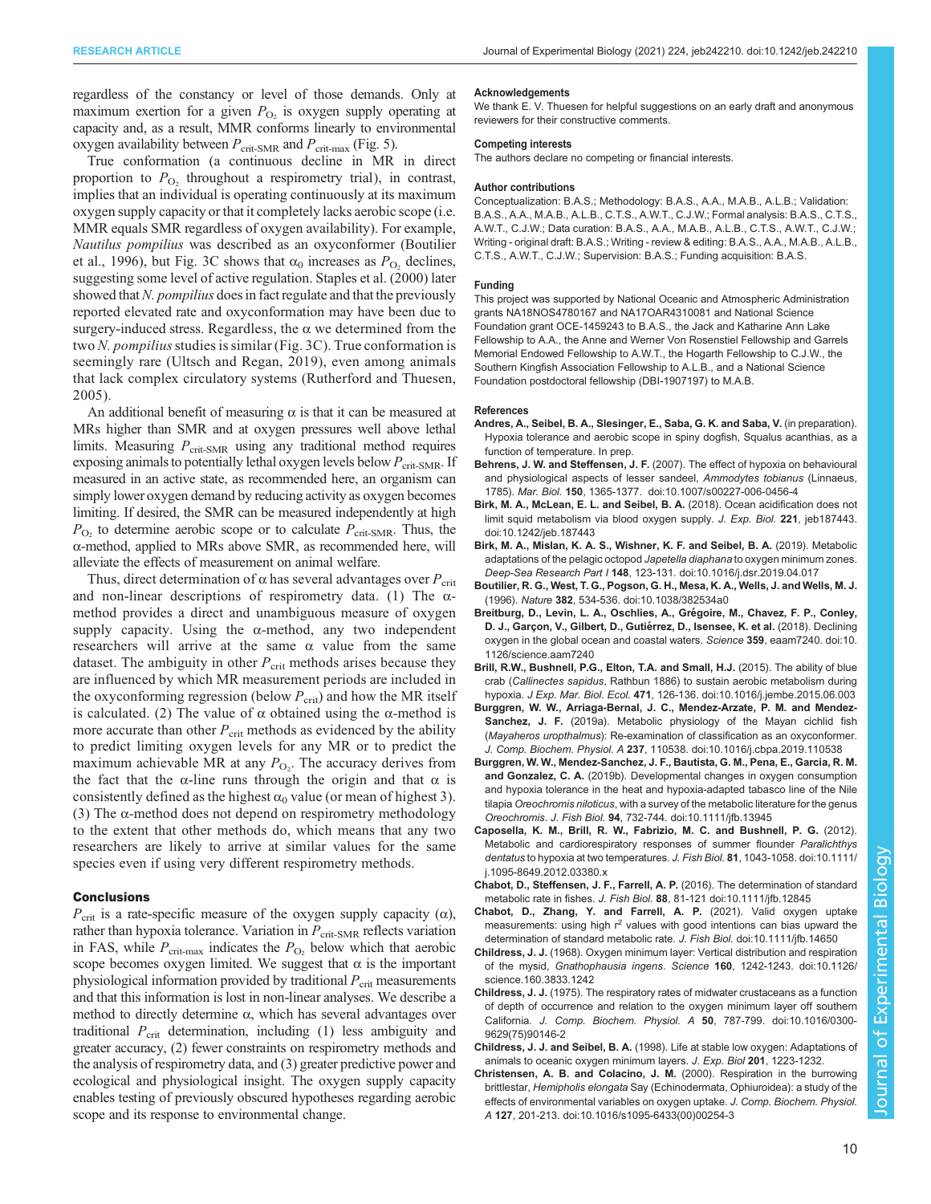regardless of the constancy or level of those demands. Only at maximum exertion for a given $P_{O_2}$ is oxygen supply operating at capacity and, as a result, MMR conforms linearly to environmental oxygen availability between $P_{crit\text{-}SMR}$ and $P_{crit\text{-}max}$ (Fig. 5).

True conformation (a continuous decline in MR in direct proportion to $P_{O_2}$ throughout a respirometry trial), in contrast, implies that an individual is operating continuously at its maximum oxygen supply capacity or that it completely lacks aerobic scope (i.e. MMR equals SMR regardless of oxygen availability). For example, *Nautilus pompilius* was described as an oxyconformer (Boutilier et al., 1996), but Fig. 3C shows that $\alpha_0$ increases as $P_{O_2}$ declines, suggesting some level of active regulation. Staples et al. (2000) later showed that *N. pompilius* does in fact regulate and that the previously reported elevated rate and oxyconformation may have been due to surgery-induced stress. Regardless, the α we determined from the two *N. pompilius* studies is similar (Fig. 3C). True conformation is seemingly rare (Ultsch and Regan, 2019), even among animals that lack complex circulatory systems (Rutherford and Thuesen, 2005).

An additional benefit of measuring α is that it can be measured at MRs higher than SMR and at oxygen pressures well above lethal limits. Measuring $P_{crit\text{-}SMR}$ using any traditional method requires exposing animals to potentially lethal oxygen levels below $P_{crit\text{-}SMR}$. If measured in an active state, as recommended here, an organism can simply lower oxygen demand by reducing activity as oxygen becomes limiting. If desired, the SMR can be measured independently at high $P_{O_2}$ to determine aerobic scope or to calculate $P_{crit\text{-}SMR}$. Thus, the α-method, applied to MRs above SMR, as recommended here, will alleviate the effects of measurement on animal welfare.

Thus, direct determination of α has several advantages over $P_{crit}$ and non-linear descriptions of respirometry data. (1) The α-method provides a direct and unambiguous measure of oxygen supply capacity. Using the α-method, any two independent researchers will arrive at the same α value from the same dataset. The ambiguity in other $P_{crit}$ methods arises because they are influenced by which MR measurement periods are included in the oxyconforming regression (below $P_{crit}$) and how the MR itself is calculated. (2) The value of α obtained using the α-method is more accurate than other $P_{crit}$ methods as evidenced by the ability to predict limiting oxygen levels for any MR or to predict the maximum achievable MR at any $P_{O_2}$. The accuracy derives from the fact that the α-line runs through the origin and that α is consistently defined as the highest $\alpha_0$ value (or mean of highest 3). (3) The α-method does not depend on respirometry methodology to the extent that other methods do, which means that any two researchers are likely to arrive at similar values for the same species even if using very different respirometry methods.

## Conclusions

$P_{crit}$ is a rate-specific measure of the oxygen supply capacity (α), rather than hypoxia tolerance. Variation in $P_{crit\text{-}SMR}$ reflects variation in FAS, while $P_{crit\text{-}max}$ indicates the $P_{O_2}$ below which that aerobic scope becomes oxygen limited. We suggest that α is the important physiological information provided by traditional $P_{crit}$ measurements and that this information is lost in non-linear analyses. We describe a method to directly determine α, which has several advantages over traditional $P_{crit}$ determination, including (1) less ambiguity and greater accuracy, (2) fewer constraints on respirometry methods and the analysis of respirometry data, and (3) greater predictive power and ecological and physiological insight. The oxygen supply capacity enables testing of previously obscured hypotheses regarding aerobic scope and its response to environmental change.

#### Acknowledgements

We thank E. V. Thuesen for helpful suggestions on an early draft and anonymous reviewers for their constructive comments.

#### Competing interests

The authors declare no competing or financial interests.

#### Author contributions

Conceptualization: B.A.S.; Methodology: B.A.S., A.A., M.A.B., A.L.B.; Validation: B.A.S., A.A., M.A.B., A.L.B., C.T.S., A.W.T., C.J.W.; Formal analysis: B.A.S., C.T.S., A.W.T., C.J.W.; Data curation: B.A.S., A.A., M.A.B., A.L.B., C.T.S., A.W.T., C.J.W.; Writing - original draft: B.A.S.; Writing - review & editing: B.A.S., A.A., M.A.B., A.L.B., C.T.S., A.W.T., C.J.W.; Supervision: B.A.S.; Funding acquisition: B.A.S.

#### Funding

This project was supported by National Oceanic and Atmospheric Administration grants NA18NOS4780167 and NA17OAR4310081 and National Science Foundation grant OCE-1459243 to B.A.S., the Jack and Katharine Ann Lake Fellowship to A.A., the Anne and Werner Von Rosenstiel Fellowship and Garrels Memorial Endowed Fellowship to A.W.T., the Hogarth Fellowship to C.J.W., the Southern Kingfish Association Fellowship to A.L.B., and a National Science Foundation postdoctoral fellowship (DBI-1907197) to M.A.B.

#### References

**Andres, A., Seibel, B. A., Slesinger, E., Saba, G. K. and Saba, V.** (in preparation). Hypoxia tolerance and aerobic scope in spiny dogfish, Squalus acanthias, as a function of temperature. In prep.

**Behrens, J. W. and Steffensen, J. F.** (2007). The effect of hypoxia on behavioural and physiological aspects of lesser sandeel, *Ammodytes tobianus* (Linnaeus, 1785). *Mar. Biol.* **150**, 1365-1377. doi:10.1007/s00227-006-0456-4

**Birk, M. A., McLean, E. L. and Seibel, B. A.** (2018). Ocean acidification does not limit squid metabolism via blood oxygen supply. *J. Exp. Biol.* **221**, jeb187443. doi:10.1242/jeb.187443

**Birk, M. A., Mislan, K. A. S., Wishner, K. F. and Seibel, B. A.** (2019). Metabolic adaptations of the pelagic octopod *Japetella diaphana* to oxygen minimum zones. *Deep-Sea Research Part I* **148**, 123-131. doi:10.1016/j.dsr.2019.04.017

**Boutilier, R. G., West, T. G., Pogson, G. H., Mesa, K. A., Wells, J. and Wells, M. J.** (1996). *Nature* **382**, 534-536. doi:10.1038/382534a0

**Breitburg, D., Levin, L. A., Oschlies, A., Grégoire, M., Chavez, F. P., Conley, D. J., Garçon, V., Gilbert, D., Gutiérrez, D., Isensee, K. et al.** (2018). Declining oxygen in the global ocean and coastal waters. *Science* **359**, eaam7240. doi:10.1126/science.aam7240

**Brill, R.W., Bushnell, P.G., Elton, T.A. and Small, H.J.** (2015). The ability of blue crab (*Callinectes sapidus*, Rathbun 1886) to sustain aerobic metabolism during hypoxia. *J Exp. Mar. Biol. Ecol.* **471**, 126-136. doi:10.1016/j.jembe.2015.06.003

**Burggren, W. W., Arriaga-Bernal, J. C., Mendez-Arzate, P. M. and Mendez-Sanchez, J. F.** (2019a). Metabolic physiology of the Mayan cichlid fish (*Mayaheros uropthalmus*): Re-examination of classification as an oxyconformer. *J. Comp. Biochem. Physiol. A* **237**, 110538. doi:10.1016/j.cbpa.2019.110538

**Burggren, W. W., Mendez-Sanchez, J. F., Bautista, G. M., Pena, E., Garcia, R. M. and Gonzalez, C. A.** (2019b). Developmental changes in oxygen consumption and hypoxia tolerance in the heat and hypoxia-adapted tabasco line of the Nile tilapia *Oreochromis niloticus*, with a survey of the metabolic literature for the genus *Oreochromis*. *J. Fish Biol.* **94**, 732-744. doi:10.1111/jfb.13945

**Caposella, K. M., Brill, R. W., Fabrizio, M. C. and Bushnell, P. G.** (2012). Metabolic and cardiorespiratory responses of summer flounder *Paralichthys dentatus* to hypoxia at two temperatures. *J. Fish Biol.* **81**, 1043-1058. doi:10.1111/j.1095-8649.2012.03380.x

**Chabot, D., Steffensen, J. F., Farrell, A. P.** (2016). The determination of standard metabolic rate in fishes. *J. Fish Biol.* **88**, 81-121 doi:10.1111/jfb.12845

**Chabot, D., Zhang, Y. and Farrell, A. P.** (2021). Valid oxygen uptake measurements: using high $r^2$ values with good intentions can bias upward the determination of standard metabolic rate. *J. Fish Biol.* doi:10.1111/jfb.14650

**Childress, J. J.** (1968). Oxygen minimum layer: Vertical distribution and respiration of the mysid, *Gnathophausia ingens*. *Science* **160**, 1242-1243. doi:10.1126/science.160.3833.1242

**Childress, J. J.** (1975). The respiratory rates of midwater crustaceans as a function of depth of occurrence and relation to the oxygen minimum layer off southern California. *J. Comp. Biochem. Physiol. A* **50**, 787-799. doi:10.1016/0300-9629(75)90146-2

**Childress, J. J. and Seibel, B. A.** (1998). Life at stable low oxygen: Adaptations of animals to oceanic oxygen minimum layers. *J. Exp. Biol* **201**, 1223-1232.

**Christensen, A. B. and Colacino, J. M.** (2000). Respiration in the burrowing brittlestar, *Hemipholis elongata* Say (Echinodermata, Ophiuroidea): a study of the effects of environmental variables on oxygen uptake. *J. Comp. Biochem. Physiol. A* **127**, 201-213. doi:10.1016/s1095-6433(00)00254-3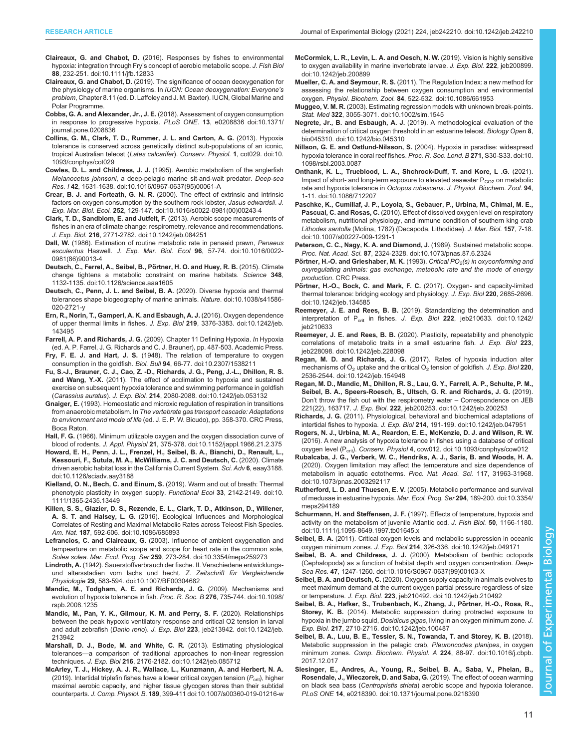**Claireaux, G. and Chabot, D.** (2016). Responses by fishes to environmental hypoxia: integration through Fry's concept of aerobic metabolic scope. *J. Fish Biol* **88**, 232-251. doi:10.1111/jfb.12833

**Claireaux, G. and Chabot, D.** (2019). The significance of ocean deoxygenation for the physiology of marine organisms. In *IUCN: Ocean deoxygenation: Everyone's problem*, Chapter 8.11 (ed. D. Laffoley and J. M. Baxter). IUCN, Global Marine and Polar Programme.

**Cobbs, G. A. and Alexander, Jr., J. E.** (2018). Assessment of oxygen consumption in response to progressive hypoxia. *PLoS ONE*. **13**, e0208836 doi:10.1371/journal.pone.0208836

**Collins, G. M., Clark, T. D., Rummer, J. L. and Carton, A. G.** (2013). Hypoxia tolerance is conserved across genetically distinct sub-populations of an iconic, tropical Australian teleost (*Lates calcarifer*). *Conserv. Physiol.* **1**, cot029. doi:10.1093/conphys/cot029

**Cowles, D. L. and Childress, J. J.** (1995). Aerobic metabolism of the anglerfish *Melanocetus johnsoni*, a deep-pelagic marine sit-and-wait predator. *Deep-sea Res. I* **42**, 1631-1638. doi:10.1016/0967-0637(95)00061-A

**Crear, B. J. and Forteath, G. N. R.** (2000). The effect of extrinsic and intrinsic factors on oxygen consumption by the southern rock lobster, *Jasus edwardsii*. *J. Exp. Mar. Biol. Ecol.* **252**, 129-147. doi:10.1016/s0022-0981(00)00243-4

**Clark, T. D., Sandblom, E. and Jutfelt, F.** (2013). Aerobic scope measurements of fishes in an era of climate change: respirometry, relevance and recommendations. *J. Exp. Biol.* **216**, 2771-2782. doi:10.1242/jeb.084251

**Dall, W.** (1986). Estimation of routine metabolic rate in penaeid prawn, *Penaeus esculentus* Haswell. *J. Exp. Mar. Biol. Ecol* **96**, 57-74. doi:10.1016/0022-0981(86)90013-4

**Deutsch, C., Ferrel, A., Seibel, B., Pörtner, H. O. and Huey, R. B.** (2015). Climate change tightens a metabolic constraint on marine habitats. *Science* **348**, 1132-1135. doi:10.1126/science.aaa1605

**Deutsch, C., Penn, J. L. and Seibel, B. A.** (2020). Diverse hypoxia and thermal tolerances shape biogeography of marine animals. *Nature*. doi:10.1038/s41586-020-2721-y

**Ern, R., Norin, T., Gamperl, A. K. and Esbaugh, A. J.** (2016). Oxygen dependence of upper thermal limits in fishes. *J. Exp. Biol* **219**, 3376-3383. doi:10.1242/jeb.143495

**Farrell, A. P. and Richards, J. G.** (2009). Chapter 11 Defining Hypoxia. *In* Hypoxia (ed. A. P. Farrel, J. G. Richards and C. J. Brauner), pp. 487-503. Academic Press.

**Fry, F. E. J. and Hart, J. S.** (1948). The relation of temperature to oxygen consumption in the goldfish. *Biol. Bull* **94**, 66-77. doi:10.2307/1538211

**Fu, S.-J., Brauner, C. J., Cao, Z. -D., Richards, J. G., Peng, J.-L., Dhillon, R. S. and Wang, Y.-X.** (2011). The effect of acclimation to hypoxia and sustained exercise on subsequent hypoxia tolerance and swimming performance in goldfish (*Carassius auratus*). *J. Exp. Biol.* **214**, 2080-2088. doi:10.1242/jeb.053132

**Gnaiger, E.** (1993). Homeostatic and microxic regulation of respiration in transitions from anaerobic metabolism. In *The vertebrate gas transport cascade: Adaptations to environment and mode of life* (ed. J. E. P. W. Bicudo), pp. 358-370. CRC Press, Boca Raton.

**Hall, F. G.** (1966). Minimum utilizable oxygen and the oxygen dissociation curve of blood of rodents. *J. Appl. Physiol* **21**, 375-378. doi:10.1152/jappl.1966.21.2.375

**Howard, E. H., Penn, J. L., Frenzel, H., Seibel, B. A., Bianchi, D., Renault, L., Kessouri, F., Sutula, M. A., McWilliams, J. C. and Deutsch, C.** (2020). Climate driven aerobic habitat loss in the California Current System. *Sci. Adv* **6**, eaay3188. doi:10.1126/sciadv.aay3188

**Kielland, O. N., Bech, C. and Einum, S.** (2019). Warm and out of breath: Thermal phenotypic plasticity in oxygen supply. *Functional Ecol* **33**, 2142-2149. doi:10.1111/1365-2435.13449

**Killen, S. S., Glazier, D. S., Rezende, E. L., Clark, T. D., Atkinson, D., Willener, A. S. T. and Halsey, L. G.** (2016). Ecological Influences and Morphological Correlates of Resting and Maximal Metabolic Rates across Teleost Fish Species. *Am. Nat.* **187**, 592-606. doi:10.1086/685893

**Lefrancois, C. and Claireaux, G.** (2003). Influence of ambient oxygenation and tempearture on metabolic scope and scope for heart rate in the common sole, *Solea solea*. *Mar. Ecol. Prog. Ser* **259**, 273-284. doi:10.3354/meps259273

**Lindroth, A.** (1942). Sauerstoffverbrauch der fische. II. Verschiedene entwicklungs- und altersstadien vom lachs und hecht. *Z. Zeitschrift für Vergleichende Physiologie* **29**, 583-594. doi:10.1007/BF00304682

**Mandic, M., Todgham, A. E. and Richards, J. G.** (2009). Mechanisms and evolution of hypoxia tolerance in fish. *Proc. R. Soc. B* **276**, 735-744. doi:10.1098/rspb.2008.1235

**Mandic, M., Pan, Y. K., Gilmour, K. M. and Perry, S. F.** (2020). Relationships between the peak hypoxic ventilatory response and critical O2 tension in larval and adult zebrafish (*Danio rerio*). *J. Exp. Biol* **223**, jeb213942. doi:10.1242/jeb.213942

**Marshall, D. J., Bode, M. and White, C. R.** (2013). Estimating physiological tolerances—a comparison of traditional approaches to non-linear regression techniques. *J. Exp. Biol* **216**, 2176-2182. doi:10.1242/jeb.085712

**McArley, T. J., Hickey, A. J. R., Wallace, L., Kunzmann, A. and Herbert, N. A.** (2019). Intertidal triplefin fishes have a lower critical oxygen tension ($P_{crit}$), higher maximal aerobic capacity, and higher tissue glycogen stores than their subtidal counterparts. *J. Comp. Physiol. B.* **189**, 399-411 doi:10.1007/s00360-019-01216-w

**McCormick, L. R., Levin, L. A. and Oesch, N. W.** (2019). Vision is highly sensitive to oxygen availability in marine invertebrate larvae. *J. Exp. Biol.* **222**, jeb200899. doi:10.1242/jeb.200899

**Mueller, C. A. and Seymour, R. S.** (2011). The Regulation Index: a new method for assessing the relationship between oxygen consumption and environmental oxygen. *Physiol. Biochem. Zool.* **84**, 522-532. doi:10.1086/661953

**Muggeo, V. M. R.** (2003). Estimating regression models with unknown break-points. *Stat. Med* **322**, 3055-3071. doi:10.1002/sim.1545

**Negrete, Jr., B. and Esbaugh, A. J.** (2019). A methodological evaluation of the determination of critical oxygen threshold in an estuarine teleost. *Biology Open* **8**, bio045310. doi:10.1242/bio.045310

**Nillson, G. E. and Ostlund-Nilsson, S.** (2004). Hypoxia in paradise: widespread hypoxia tolerance in coral reef fishes. *Proc. R. Soc. Lond. B* **271**, S30-S33. doi:10.1098/rsbl.2003.0087

**Onthank, K. L., Trueblood, L. A., Shchrock-Duff, T. and Kore, L .G.** (2021). Impact of short- and long-term exposure to elevated seawater $P_{CO2}$ on metabolic rate and hypoxia tolerance in *Octopus rubescens*. *J. Physiol. Biochem. Zool.* **94**, 1-11. doi:10.1086/712207

**Paschke, K., Cumillaf, J. P., Loyola, S., Gebauer, P., Urbina, M., Chimal, M. E., Pascual, C. and Rosas, C.** (2010). Effect of dissolved oxygen level on respiratory metabolism, nutritional physiology, and immune condition of southern king crab *Lithodes santolla* (Molina, 1782) (Decapoda, Lithodidae). *J. Mar. Biol.* **157**, 7-18. doi:10.1007/s00227-009-1291-1

**Peterson, C. C., Nagy, K. A. and Diamond, J.** (1989). Sustained metabolic scope. *Proc. Nat. Acad. Sci.* **87**, 2324-2328. doi:10.1073/pnas.87.6.2324

**Pörtner, H.-O. and Grieshaber, M. K.** (1993). *Critical $PO_2$(s) in oxyconforming and oxyregulating animals: gas exchange, metabolic rate and the mode of energy production*. CRC Press.

**Pörtner, H.-O., Bock, C. and Mark, F. C.** (2017). Oxygen- and capacity-limited thermal tolerance: bridging ecology and physiology. *J. Exp. Biol* **220**, 2685-2696. doi:10.1242/jeb.134585

**Reemeyer, J. E. and Rees, B. B.** (2019). Standardizing the determination and interpretation of $P_{crit}$ in fishes. *J. Exp. Biol* **222**, jeb210633. doi:10.1242/jeb210633

**Reemeyer, J. E. and Rees, B. B.** (2020). Plasticity, repeatability and phenotypic correlations of metabolic traits in a small estuarine fish. *J. Exp. Biol* **223**, jeb228098. doi:10.1242/jeb.228098

**Regan, M. D. and Richards, J. G.** (2017). Rates of hypoxia induction alter mechanisms of $O_2$ uptake and the critical $O_2$ tension of goldfish. *J. Exp. Biol* **220**, 2536-2544. doi:10.1242/jeb.154948

**Regan, M. D., Mandic, M., Dhillon, R. S., Lau, G. Y., Farrell, A. P., Schulte, P. M., Seibel, B. A., Speers-Roesch, B., Ultsch, G. R. and Richards, J. G.** (2019). Don't throw the fish out with the respirometry water – Correspondence on JEB 221(22), 163717. *J. Exp. Biol.* **222**, jeb200253. doi:10.1242/jeb.200253

**Richards, J. G.** (2011). Physiological, behavioral and biochemical adaptations of intertidal fishes to hypoxia. *J. Exp. Biol* **214**, 191-199. doi:10.1242/jeb.047951

**Rogers, N. J., Urbina, M. A., Reardon, E. E., McKenzie, D. J. and Wilson, R. W.** (2016). A new analysis of hypoxia tolerance in fishes using a database of critical oxygen level ($P_{crit}$). *Conserv. Physiol* **4**, cow012. doi:10.1093/conphys/cow012

**Rubalcaba, J. G., Verberk, W. C., Hendriks, A. J., Saris, B. and Woods, H. A.** (2020). Oxygen limitation may affect the temperature and size dependence of metabolism in aquatic ectotherms. *Proc. Nat. Acad. Sci.* 117, 31963-31968. doi:10.1073/pnas.2003292117

**Rutherford, L. D. and Thuesen, E. V.** (2005). Metabolic performance and survival of medusae in estuarine hypoxia. *Mar. Ecol. Prog. Ser* **294**, 189-200. doi:10.3354/meps294189

**Schurmann, H. and Steffensen, J. F.** (1997). Effects of temperature, hypoxia and activity on the metabolism of juvenile Atlantic cod. *J. Fish Biol.* **50**, 1166-1180. doi:10.1111/j.1095-8649.1997.tb01645.x

**Seibel, B. A.** (2011). Critical oxygen levels and metabolic suppression in oceanic oxygen minimum zones. *J. Exp. Biol* **214**, 326-336. doi:10.1242/jeb.049171

**Seibel, B. A. and Childress, J. J.** (2000). Metabolism of benthic octopods (Cephalopoda) as a function of habitat depth and oxygen concentration. *Deep-Sea Res.* **47**, 1247-1260. doi:10.1016/S0967-0637(99)00103-X

**Seibel, B. A. and Deutsch, C.** (2020). Oxygen supply capacity in animals evolves to meet maximum demand at the current oxygen partial pressure regardless of size or temperature. *J. Exp. Biol.* **223**, jeb210492. doi:10.1242/jeb.210492

**Seibel, B. A., Hafker, S., Trubenbach, K., Zhang, J., Pörtner, H.-O., Rosa, R., Storey, K. B.** (2014). Metabolic suppression during protracted exposure to hypoxia in the jumbo squid, *Dosidicus gigas*, living in an oxygen minimum zone. *J. Exp. Biol.* **217**, 2710-2716. doi:10.1242/jeb.100487

**Seibel, B. A., Luu, B. E., Tessier, S. N., Towanda, T. and Storey, K. B.** (2018). Metabolic suppression in the pelagic crab, *Pleuroncodes planipes*, in oxygen minimum zones. *Comp. Biochem. Physiol. A* **224**, 88-97. doi:10.1016/j.cbpb.2017.12.017

**Slesinger, E., Andres, A., Young, R., Seibel, B. A., Saba, V., Phelan, B., Rosendale, J., Wieczorek, D. and Saba, G.** (2019). The effect of ocean warming on black sea bass (*Centropristis striata*) aerobic scope and hypoxia tolerance. *PLoS ONE* **14**, e0218390. doi:10.1371/journal.pone.0218390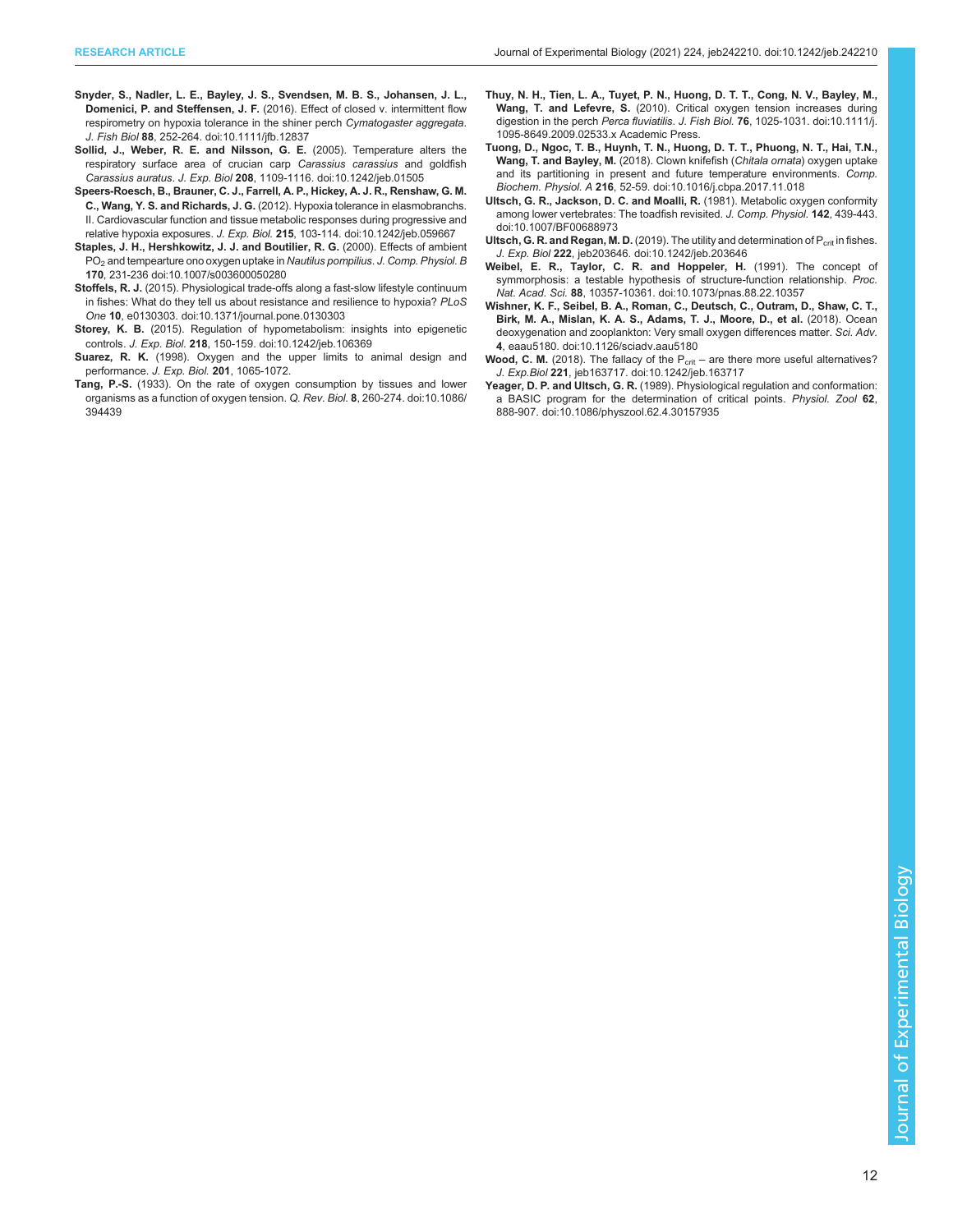**Snyder, S., Nadler, L. E., Bayley, J. S., Svendsen, M. B. S., Johansen, J. L., Domenici, P. and Steffensen, J. F.** (2016). Effect of closed v. intermittent flow respirometry on hypoxia tolerance in the shiner perch *Cymatogaster aggregata*. *J. Fish Biol* **88**, 252-264. doi:10.1111/jfb.12837

**Sollid, J., Weber, R. E. and Nilsson, G. E.** (2005). Temperature alters the respiratory surface area of crucian carp *Carassius carassius* and goldfish *Carassius auratus*. *J. Exp. Biol* **208**, 1109-1116. doi:10.1242/jeb.01505

**Speers-Roesch, B., Brauner, C. J., Farrell, A. P., Hickey, A. J. R., Renshaw, G. M. C., Wang, Y. S. and Richards, J. G.** (2012). Hypoxia tolerance in elasmobranchs. II. Cardiovascular function and tissue metabolic responses during progressive and relative hypoxia exposures. *J. Exp. Biol.* **215**, 103-114. doi:10.1242/jeb.059667

**Staples, J. H., Hershkowitz, J. J. and Boutilier, R. G.** (2000). Effects of ambient $PO_2$ and tempearture ono oxygen uptake in *Nautilus pompilius*. *J. Comp. Physiol. B* **170**, 231-236 doi:10.1007/s003600050280

**Stoffels, R. J.** (2015). Physiological trade-offs along a fast-slow lifestyle continuum in fishes: What do they tell us about resistance and resilience to hypoxia? *PLoS One* **10**, e0130303. doi:10.1371/journal.pone.0130303

**Storey, K. B.** (2015). Regulation of hypometabolism: insights into epigenetic controls. *J. Exp. Biol.* **218**, 150-159. doi:10.1242/jeb.106369

**Suarez, R. K.** (1998). Oxygen and the upper limits to animal design and performance. *J. Exp. Biol.* **201**, 1065-1072.

**Tang, P.-S.** (1933). On the rate of oxygen consumption by tissues and lower organisms as a function of oxygen tension. *Q. Rev. Biol.* **8**, 260-274. doi:10.1086/394439

**Thuy, N. H., Tien, L. A., Tuyet, P. N., Huong, D. T. T., Cong, N. V., Bayley, M., Wang, T. and Lefevre, S.** (2010). Critical oxygen tension increases during digestion in the perch *Perca fluviatilis*. *J. Fish Biol.* **76**, 1025-1031. doi:10.1111/j.1095-8649.2009.02533.x Academic Press.

**Tuong, D., Ngoc, T. B., Huynh, T. N., Huong, D. T. T., Phuong, N. T., Hai, T.N., Wang, T. and Bayley, M.** (2018). Clown knifefish (*Chitala ornata*) oxygen uptake and its partitioning in present and future temperature environments. *Comp. Biochem. Physiol. A* **216**, 52-59. doi:10.1016/j.cbpa.2017.11.018

**Ultsch, G. R., Jackson, D. C. and Moalli, R.** (1981). Metabolic oxygen conformity among lower vertebrates: The toadfish revisited. *J. Comp. Physiol.* **142**, 439-443. doi:10.1007/BF00688973

**Ultsch, G. R. and Regan, M. D.** (2019). The utility and determination of $P_{crit}$ in fishes. *J. Exp. Biol* **222**, jeb203646. doi:10.1242/jeb.203646

**Weibel, E. R., Taylor, C. R. and Hoppeler, H.** (1991). The concept of symmorphosis: a testable hypothesis of structure-function relationship. *Proc. Nat. Acad. Sci.* **88**, 10357-10361. doi:10.1073/pnas.88.22.10357

**Wishner, K. F., Seibel, B. A., Roman, C., Deutsch, C., Outram, D., Shaw, C. T., Birk, M. A., Mislan, K. A. S., Adams, T. J., Moore, D., et al.** (2018). Ocean deoxygenation and zooplankton: Very small oxygen differences matter. *Sci. Adv.* **4**, eaau5180. doi:10.1126/sciadv.aau5180

**Wood, C. M.** (2018). The fallacy of the $P_{crit}$ – are there more useful alternatives? *J. Exp.Biol* **221**, jeb163717. doi:10.1242/jeb.163717

**Yeager, D. P. and Ultsch, G. R.** (1989). Physiological regulation and conformation: a BASIC program for the determination of critical points. *Physiol. Zool* **62**, 888-907. doi:10.1086/physzool.62.4.30157935